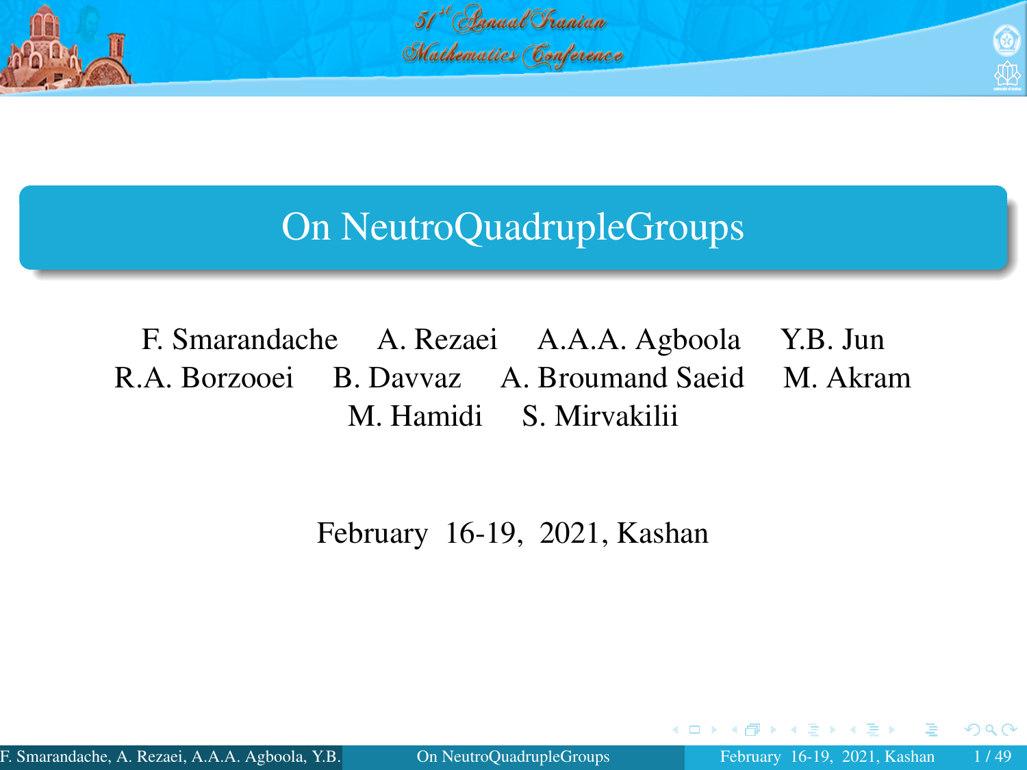# On NeutroQuadrupleGroups

F. Smarandache  A. Rezaei  A.A.A. Agboola  Y.B. Jun
R.A. Borzooei  B. Davvaz  A. Broumand Saeid  M. Akram
M. Hamidi  S. Mirvakilii

February 16-19, 2021, Kashan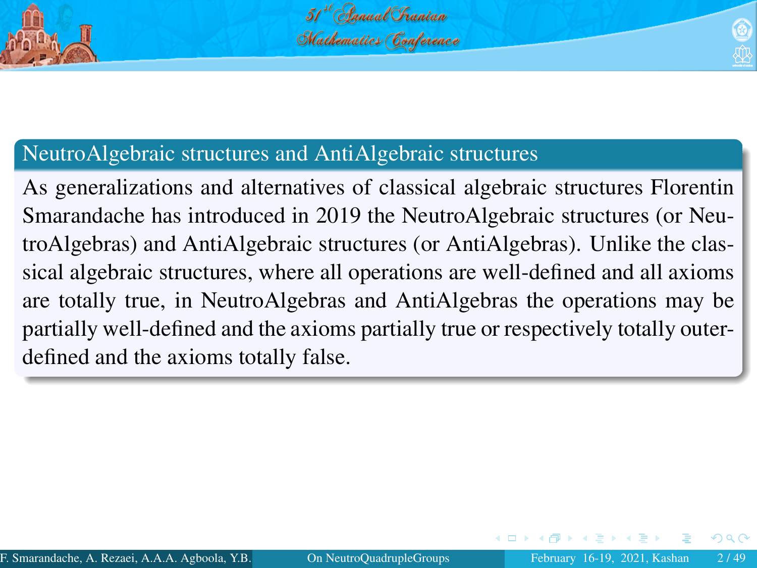## NeutroAlgebraic structures and AntiAlgebraic structures

As generalizations and alternatives of classical algebraic structures Florentin Smarandache has introduced in 2019 the NeutroAlgebraic structures (or NeutroAlgebras) and AntiAlgebraic structures (or AntiAlgebras). Unlike the classical algebraic structures, where all operations are well-defined and all axioms are totally true, in NeutroAlgebras and AntiAlgebras the operations may be partially well-defined and the axioms partially true or respectively totally outer-defined and the axioms totally false.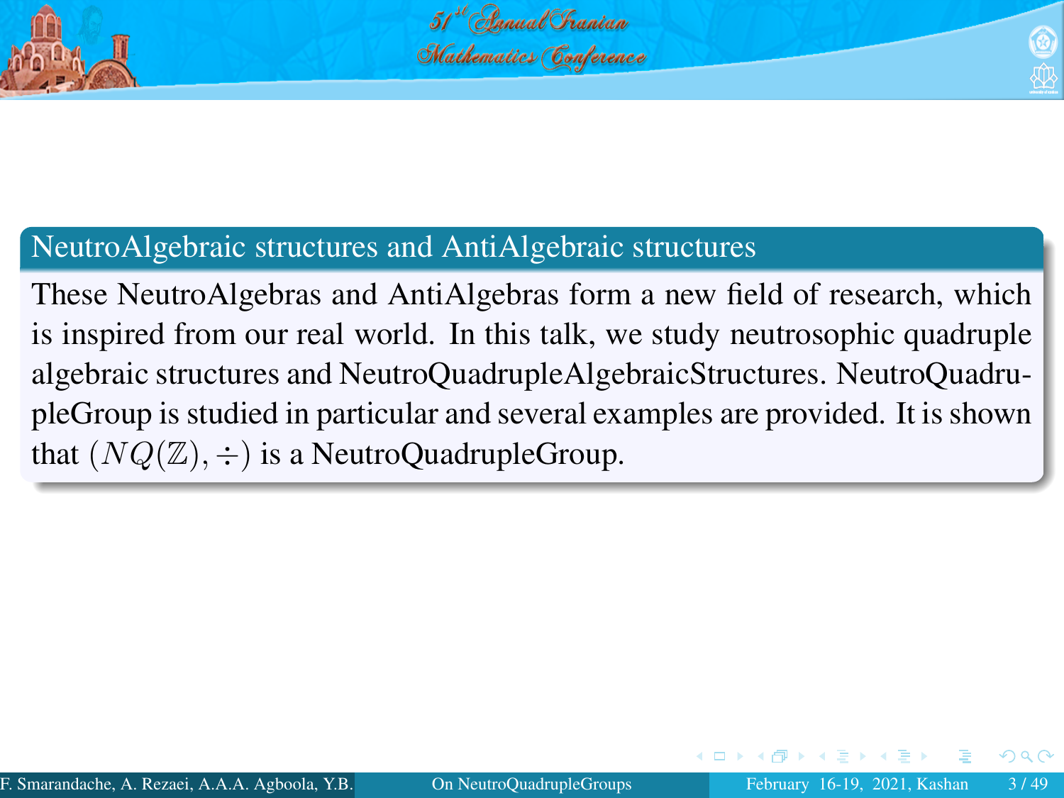## NeutroAlgebraic structures and AntiAlgebraic structures

These NeutroAlgebras and AntiAlgebras form a new field of research, which is inspired from our real world. In this talk, we study neutrosophic quadruple algebraic structures and NeutroQuadrupleAlgebraicStructures. NeutroQuadrupleGroup is studied in particular and several examples are provided. It is shown that $(NQ(\mathbb{Z}), \div)$ is a NeutroQuadrupleGroup.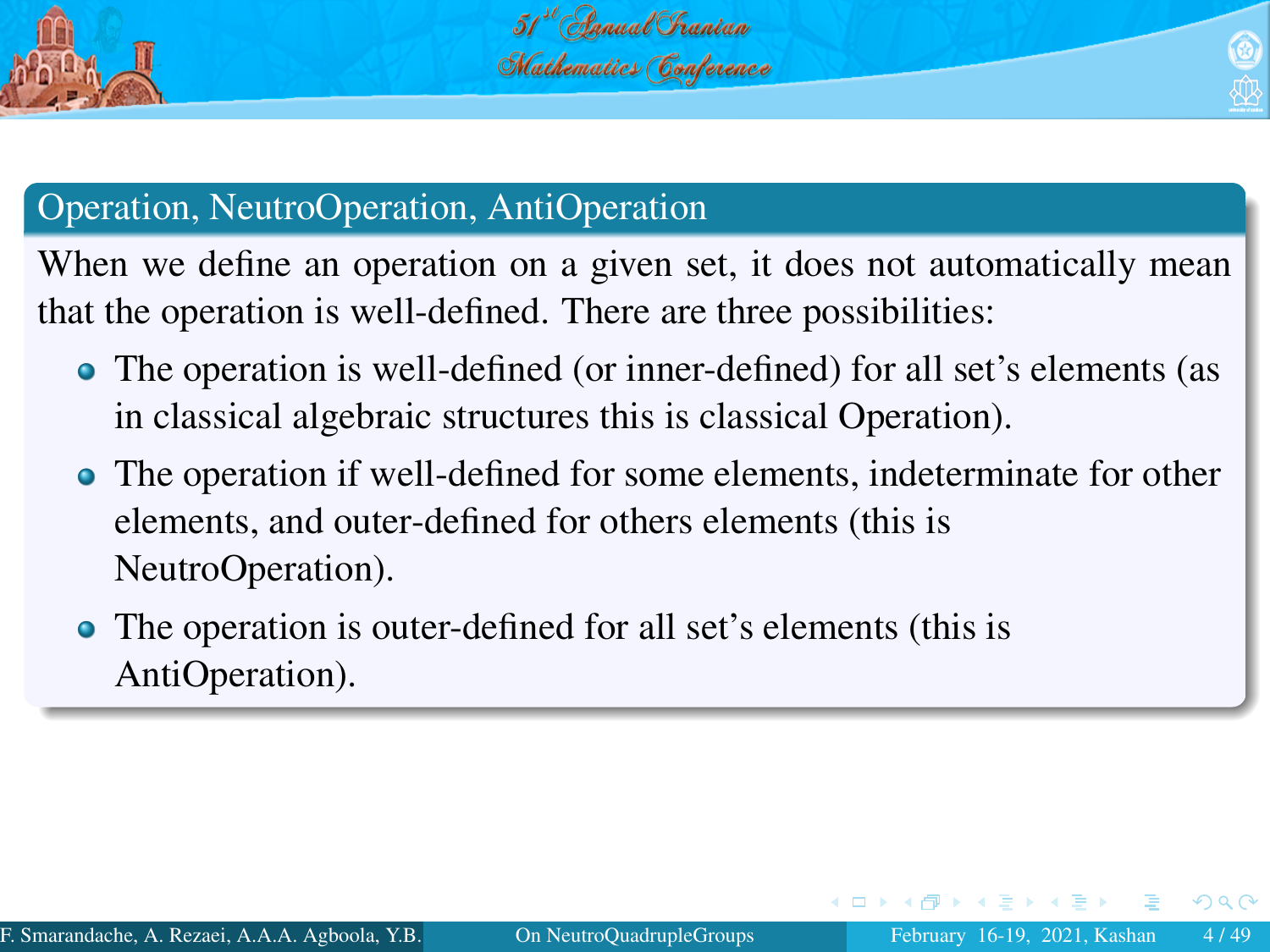## Operation, NeutroOperation, AntiOperation

When we define an operation on a given set, it does not automatically mean that the operation is well-defined. There are three possibilities:

- The operation is well-defined (or inner-defined) for all set's elements (as in classical algebraic structures this is classical Operation).
- The operation if well-defined for some elements, indeterminate for other elements, and outer-defined for others elements (this is NeutroOperation).
- The operation is outer-defined for all set's elements (this is AntiOperation).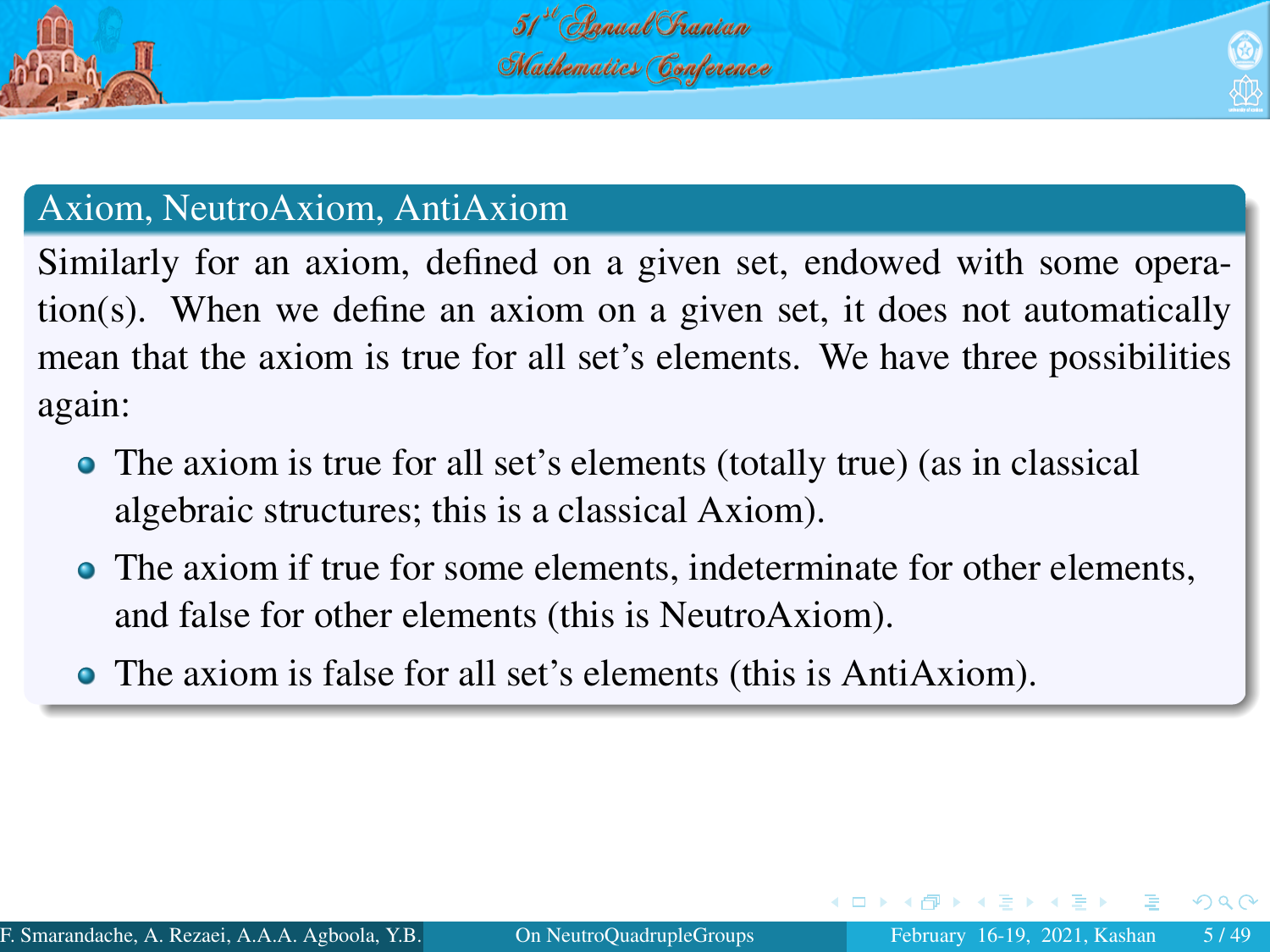## Axiom, NeutroAxiom, AntiAxiom

Similarly for an axiom, defined on a given set, endowed with some operation(s). When we define an axiom on a given set, it does not automatically mean that the axiom is true for all set's elements. We have three possibilities again:

- The axiom is true for all set's elements (totally true) (as in classical algebraic structures; this is a classical Axiom).
- The axiom if true for some elements, indeterminate for other elements, and false for other elements (this is NeutroAxiom).
- The axiom is false for all set's elements (this is AntiAxiom).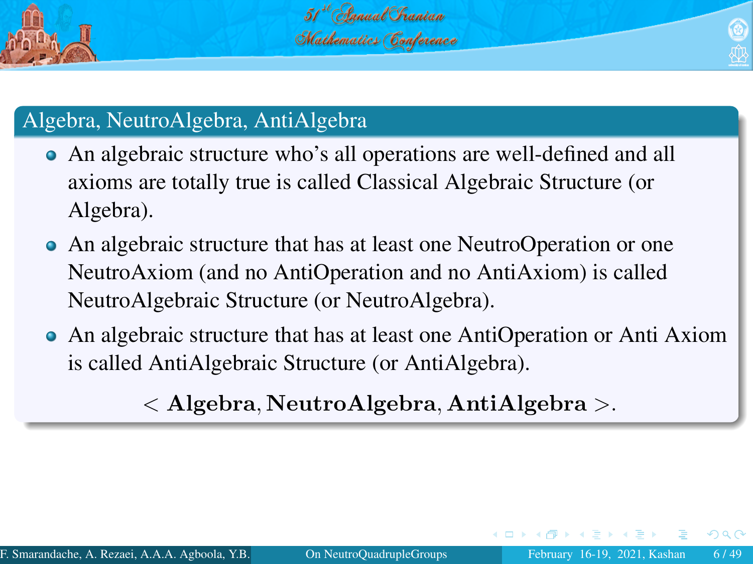## Algebra, NeutroAlgebra, AntiAlgebra

- An algebraic structure who's all operations are well-defined and all axioms are totally true is called Classical Algebraic Structure (or Algebra).
- An algebraic structure that has at least one NeutroOperation or one NeutroAxiom (and no AntiOperation and no AntiAxiom) is called NeutroAlgebraic Structure (or NeutroAlgebra).
- An algebraic structure that has at least one AntiOperation or Anti Axiom is called AntiAlgebraic Structure (or AntiAlgebra).

$$< \mathbf{Algebra}, \mathbf{NeutroAlgebra}, \mathbf{AntiAlgebra} >.$$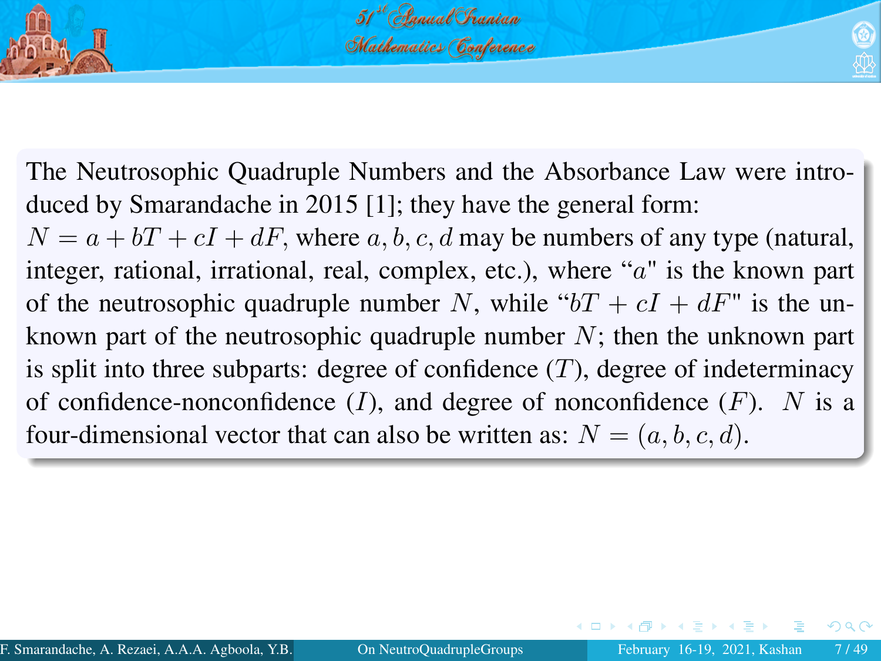The Neutrosophic Quadruple Numbers and the Absorbance Law were introduced by Smarandache in 2015 [1]; they have the general form:
$N = a + bT + cI + dF$, where $a, b, c, d$ may be numbers of any type (natural, integer, rational, irrational, real, complex, etc.), where "$a$" is the known part of the neutrosophic quadruple number $N$, while "$bT + cI + dF$" is the unknown part of the neutrosophic quadruple number $N$; then the unknown part is split into three subparts: degree of confidence ($T$), degree of indeterminacy of confidence-nonconfidence ($I$), and degree of nonconfidence ($F$). $N$ is a four-dimensional vector that can also be written as: $N = (a, b, c, d)$.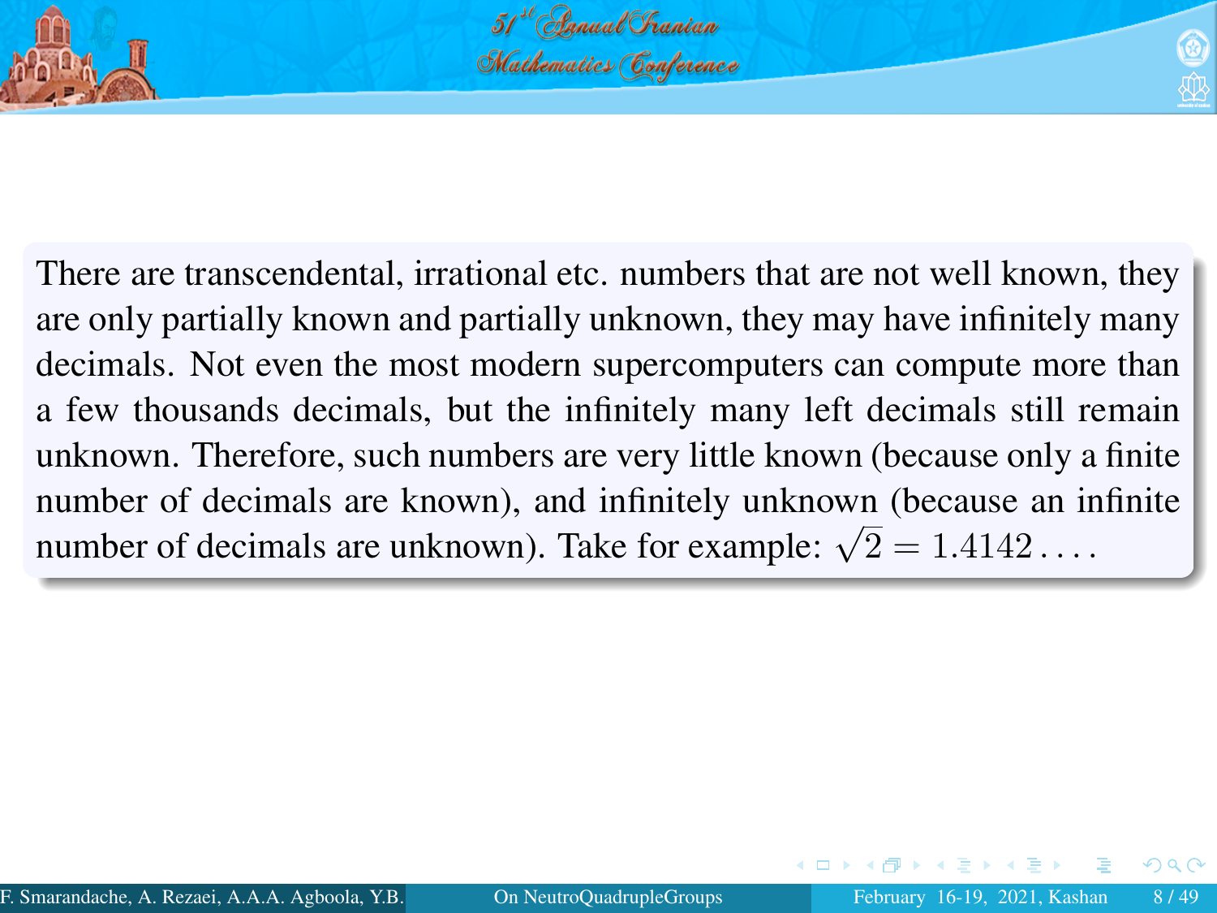There are transcendental, irrational etc. numbers that are not well known, they are only partially known and partially unknown, they may have infinitely many decimals. Not even the most modern supercomputers can compute more than a few thousands decimals, but the infinitely many left decimals still remain unknown. Therefore, such numbers are very little known (because only a finite number of decimals are known), and infinitely unknown (because an infinite number of decimals are unknown). Take for example: $\sqrt{2} = 1.4142\ldots$.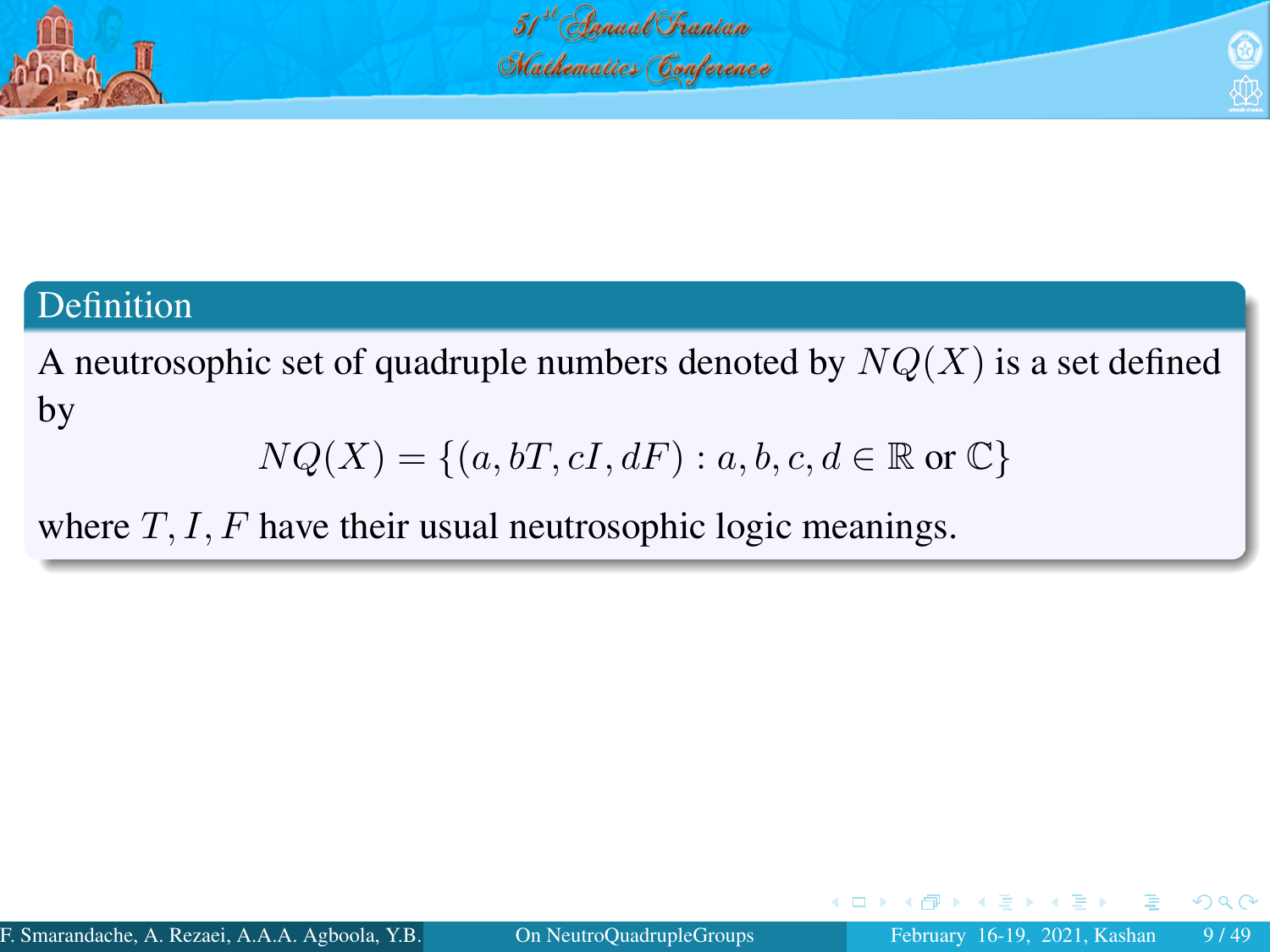**Definition**

A neutrosophic set of quadruple numbers denoted by $NQ(X)$ is a set defined by

$$NQ(X) = \{(a, bT, cI, dF) : a, b, c, d \in \mathbb{R} \text{ or } \mathbb{C}\}$$

where $T, I, F$ have their usual neutrosophic logic meanings.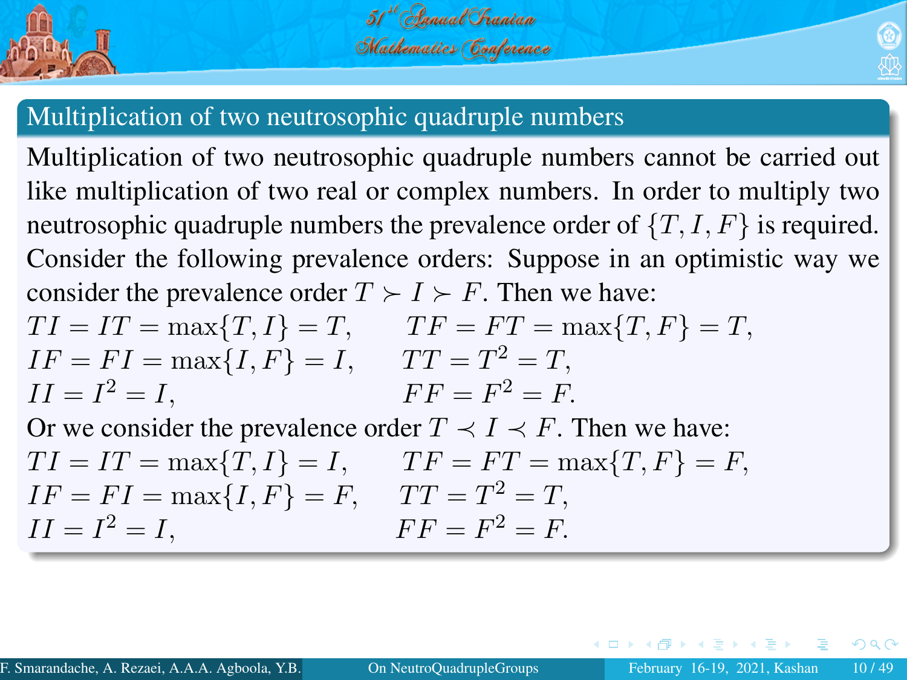## Multiplication of two neutrosophic quadruple numbers

Multiplication of two neutrosophic quadruple numbers cannot be carried out like multiplication of two real or complex numbers. In order to multiply two neutrosophic quadruple numbers the prevalence order of $\{T, I, F\}$ is required. Consider the following prevalence orders: Suppose in an optimistic way we consider the prevalence order $T \succ I \succ F$. Then we have:

$TI = IT = \max\{T, I\} = T,$ $\quad TF = FT = \max\{T, F\} = T,$
$IF = FI = \max\{I, F\} = I,$ $\quad TT = T^2 = T,$
$II = I^2 = I,$ $\quad FF = F^2 = F.$

Or we consider the prevalence order $T \prec I \prec F$. Then we have:

$TI = IT = \max\{T, I\} = I,$ $\quad TF = FT = \max\{T, F\} = F,$
$IF = FI = \max\{I, F\} = F,$ $\quad TT = T^2 = T,$
$II = I^2 = I,$ $\quad FF = F^2 = F.$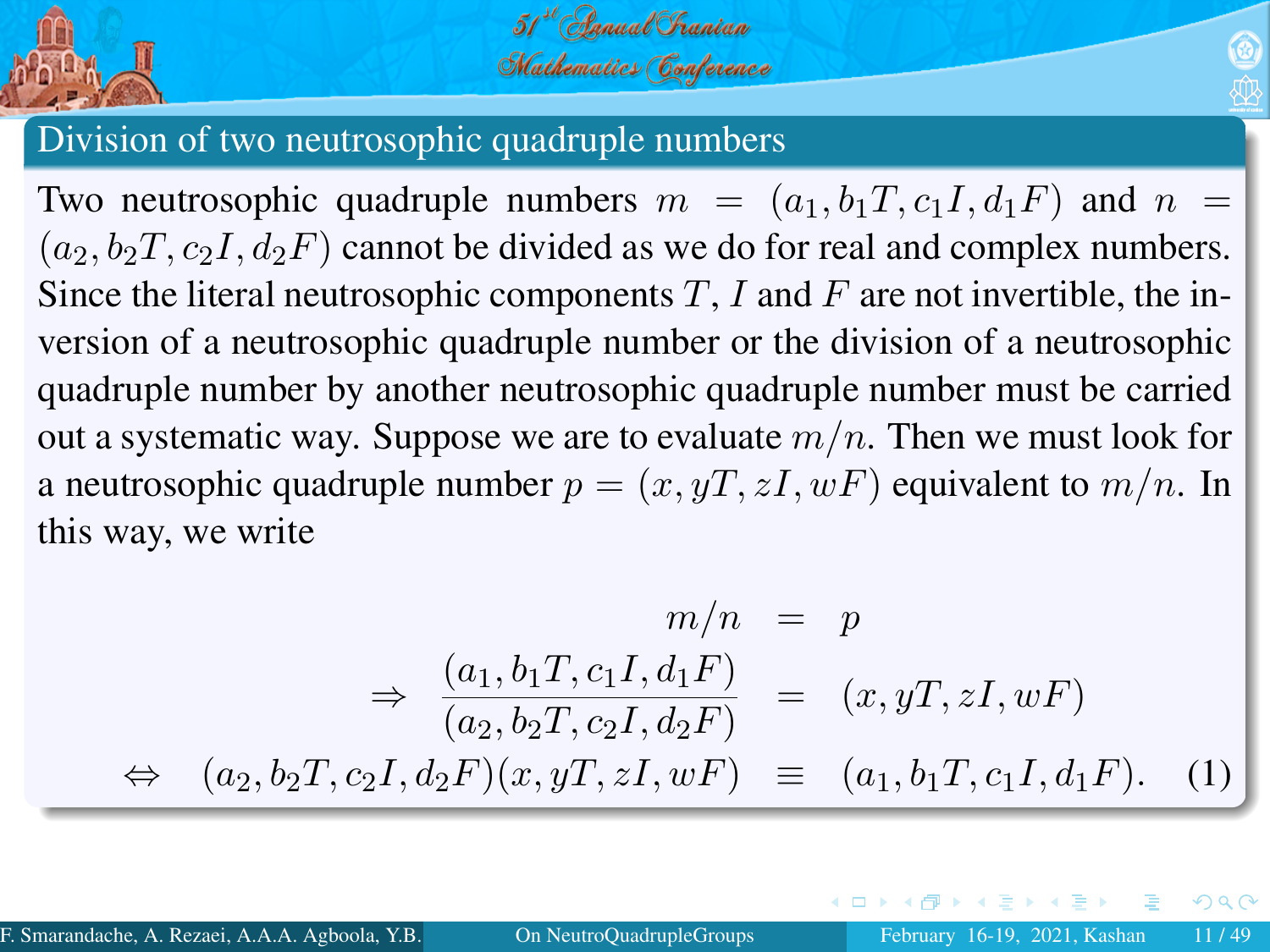## Division of two neutrosophic quadruple numbers

Two neutrosophic quadruple numbers $m = (a_1, b_1T, c_1I, d_1F)$ and $n = (a_2, b_2T, c_2I, d_2F)$ cannot be divided as we do for real and complex numbers. Since the literal neutrosophic components $T$, $I$ and $F$ are not invertible, the inversion of a neutrosophic quadruple number or the division of a neutrosophic quadruple number by another neutrosophic quadruple number must be carried out a systematic way. Suppose we are to evaluate $m/n$. Then we must look for a neutrosophic quadruple number $p = (x, yT, zI, wF)$ equivalent to $m/n$. In this way, we write

$$
\begin{aligned}
m/n &= p \\
\Rightarrow \quad \frac{(a_1, b_1T, c_1I, d_1F)}{(a_2, b_2T, c_2I, d_2F)} &= (x, yT, zI, wF) \\
\Leftrightarrow \quad (a_2, b_2T, c_2I, d_2F)(x, yT, zI, wF) &\equiv (a_1, b_1T, c_1I, d_1F). \qquad (1)
\end{aligned}
$$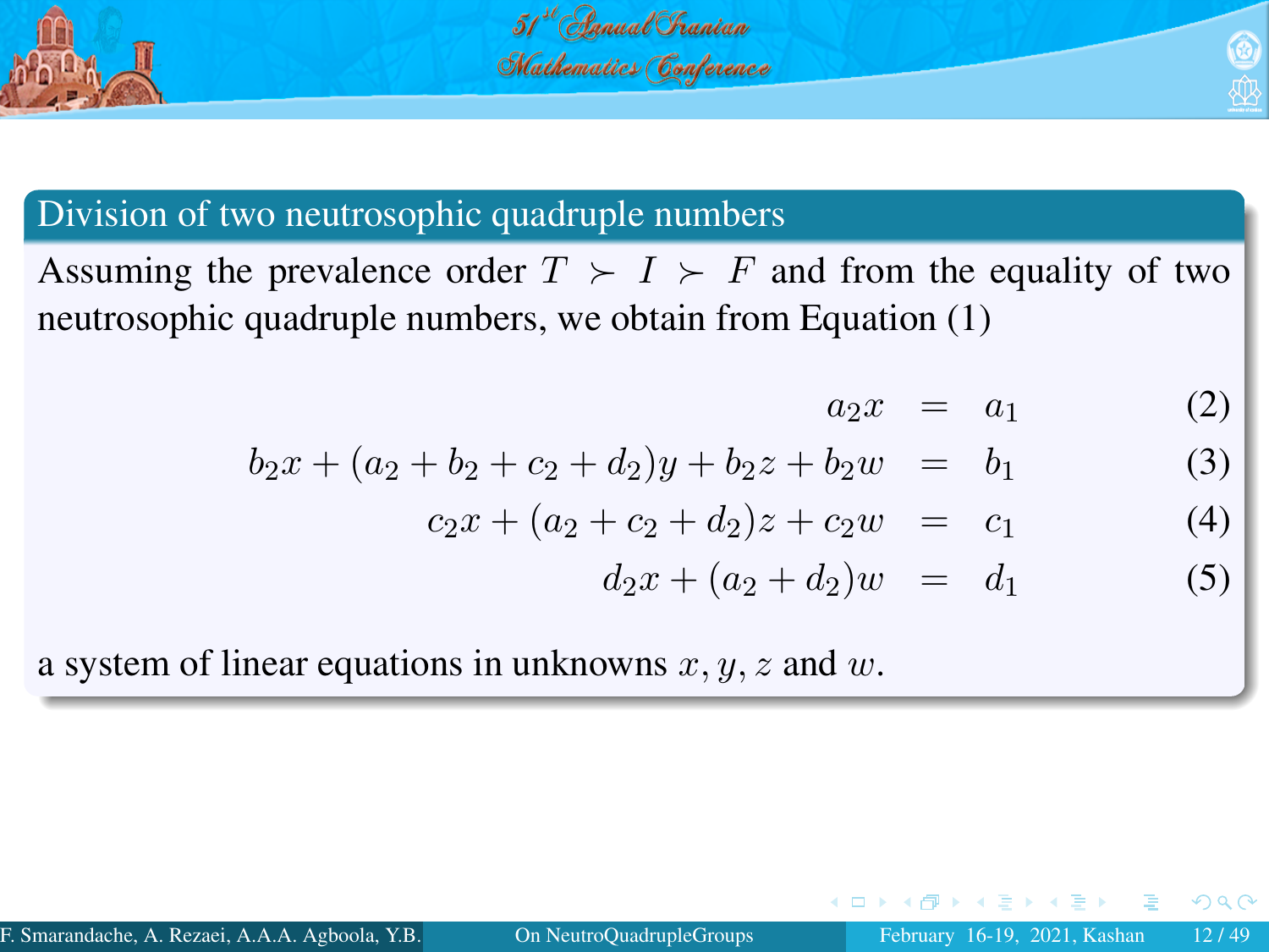## Division of two neutrosophic quadruple numbers

Assuming the prevalence order $T \succ I \succ F$ and from the equality of two neutrosophic quadruple numbers, we obtain from Equation (1)

$$
\begin{aligned}
a_2 x &= a_1 && (2)\\
b_2 x + (a_2 + b_2 + c_2 + d_2)y + b_2 z + b_2 w &= b_1 && (3)\\
c_2 x + (a_2 + c_2 + d_2)z + c_2 w &= c_1 && (4)\\
d_2 x + (a_2 + d_2)w &= d_1 && (5)
\end{aligned}
$$

a system of linear equations in unknowns $x, y, z$ and $w$.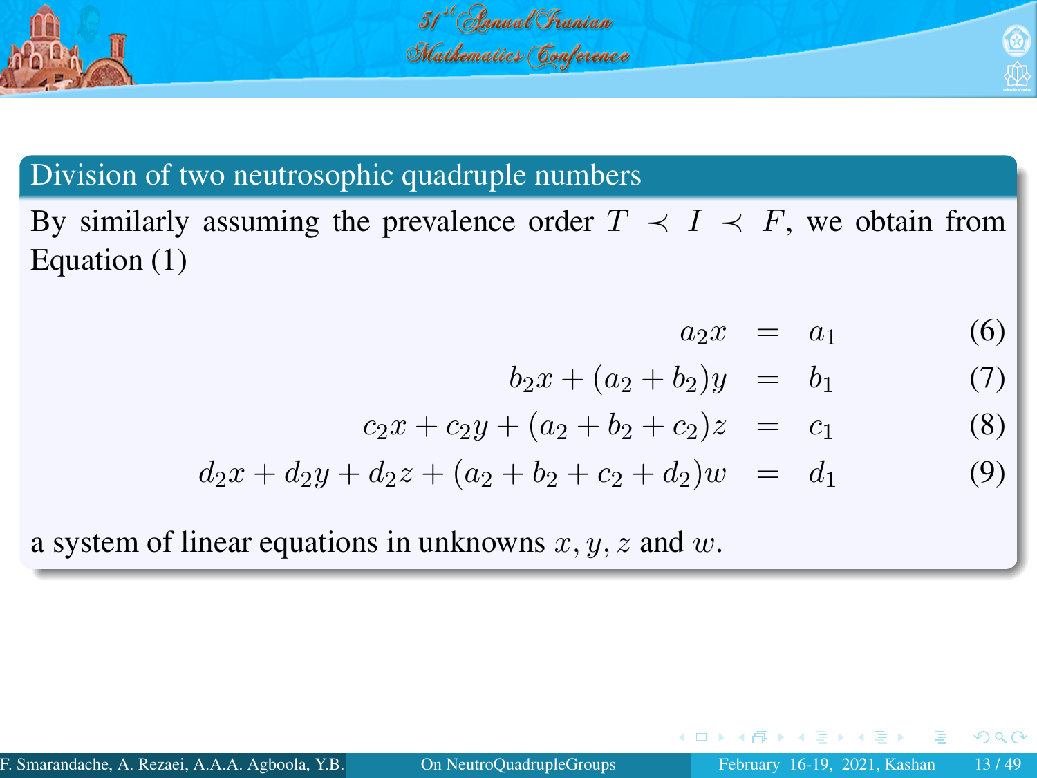## Division of two neutrosophic quadruple numbers

By similarly assuming the prevalence order $T \prec I \prec F$, we obtain from Equation (1)

$$a_2x = a_1 \quad (6)$$

$$b_2x + (a_2 + b_2)y = b_1 \quad (7)$$

$$c_2x + c_2y + (a_2 + b_2 + c_2)z = c_1 \quad (8)$$

$$d_2x + d_2y + d_2z + (a_2 + b_2 + c_2 + d_2)w = d_1 \quad (9)$$

a system of linear equations in unknowns $x, y, z$ and $w$.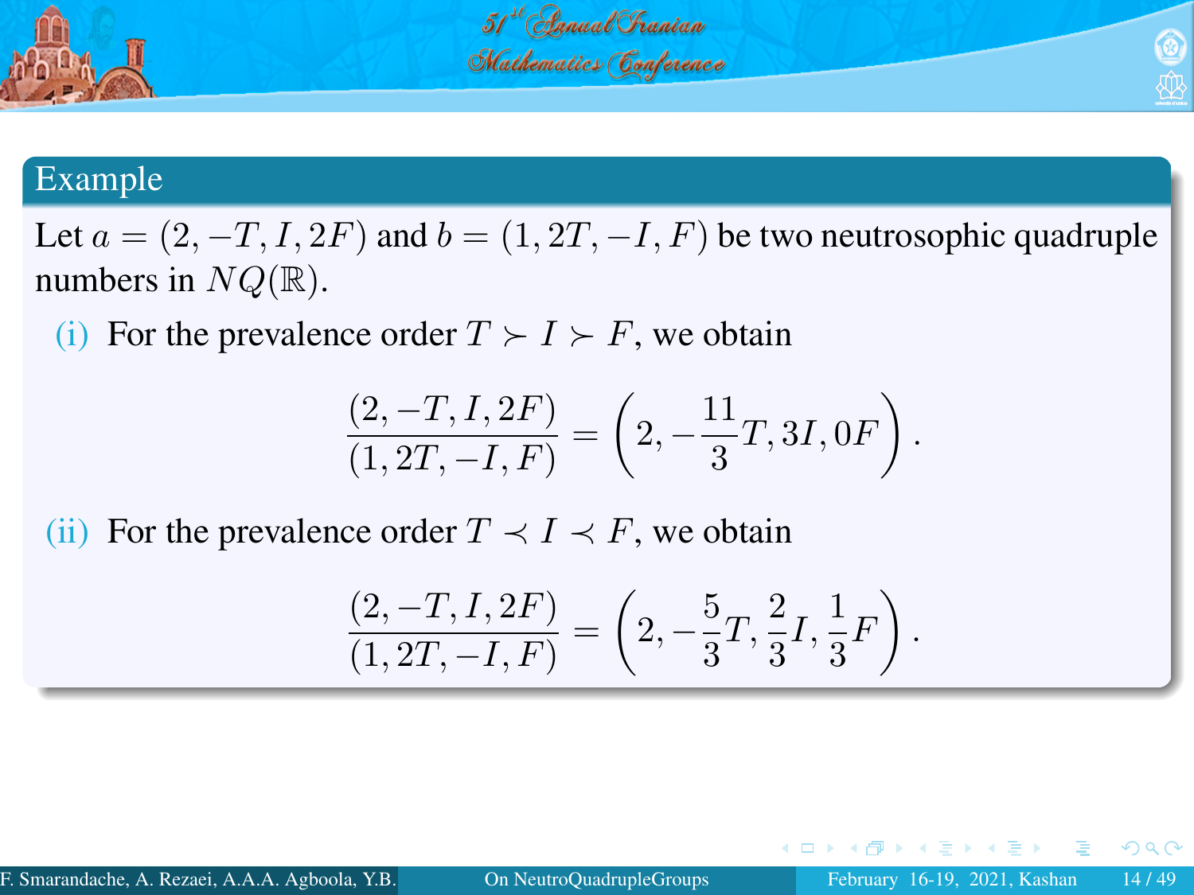## Example

Let $a = (2, -T, I, 2F)$ and $b = (1, 2T, -I, F)$ be two neutrosophic quadruple numbers in $NQ(\mathbb{R})$.

(i) For the prevalence order $T \succ I \succ F$, we obtain

$$\frac{(2, -T, I, 2F)}{(1, 2T, -I, F)} = \left(2, -\frac{11}{3}T, 3I, 0F\right).$$

(ii) For the prevalence order $T \prec I \prec F$, we obtain

$$\frac{(2, -T, I, 2F)}{(1, 2T, -I, F)} = \left(2, -\frac{5}{3}T, \frac{2}{3}I, \frac{1}{3}F\right).$$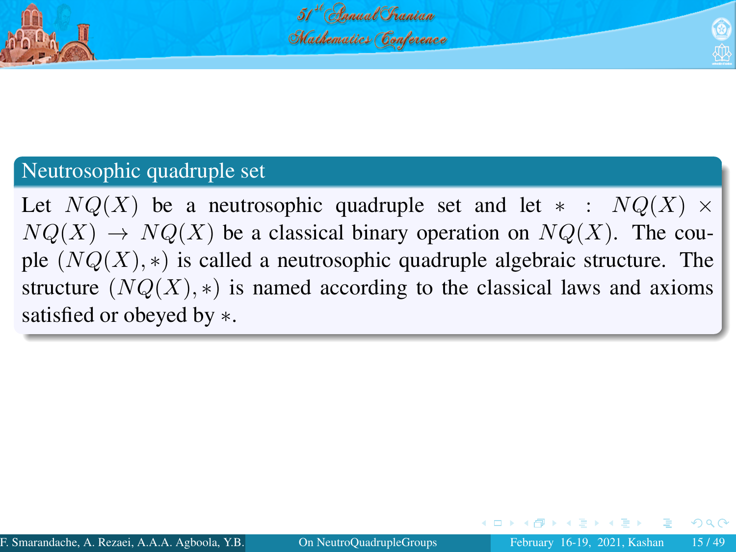## Neutrosophic quadruple set

Let $NQ(X)$ be a neutrosophic quadruple set and let $* : NQ(X) \times NQ(X) \rightarrow NQ(X)$ be a classical binary operation on $NQ(X)$. The couple $(NQ(X), *)$ is called a neutrosophic quadruple algebraic structure. The structure $(NQ(X), *)$ is named according to the classical laws and axioms satisfied or obeyed by $*$.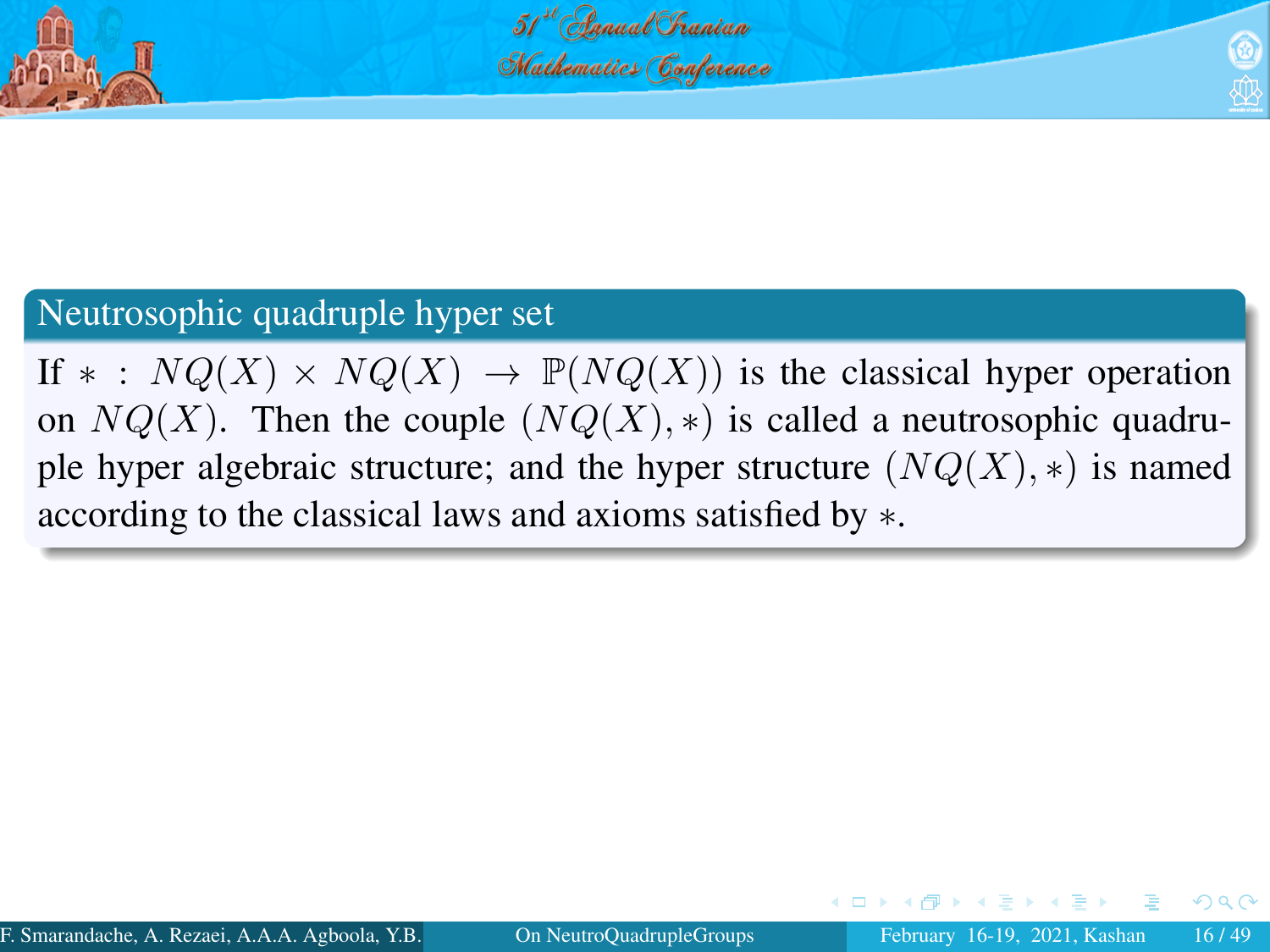### Neutrosophic quadruple hyper set

If $* : NQ(X) \times NQ(X) \rightarrow \mathbb{P}(NQ(X))$ is the classical hyper operation on $NQ(X)$. Then the couple $(NQ(X), *)$ is called a neutrosophic quadruple hyper algebraic structure; and the hyper structure $(NQ(X), *)$ is named according to the classical laws and axioms satisfied by $*$.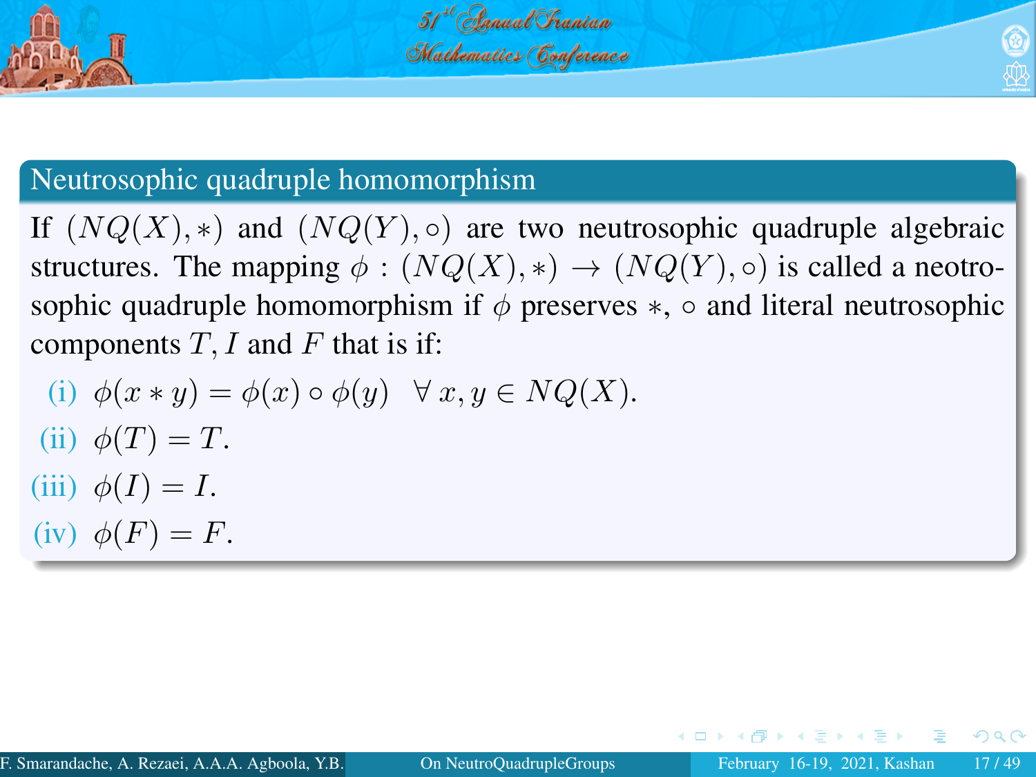## Neutrosophic quadruple homomorphism

If $(NQ(X), *)$ and $(NQ(Y), \circ)$ are two neutrosophic quadruple algebraic structures. The mapping $\phi : (NQ(X), *) \to (NQ(Y), \circ)$ is called a neotrosophic quadruple homomorphism if $\phi$ preserves $*$, $\circ$ and literal neutrosophic components $T, I$ and $F$ that is if:

(i) $\phi(x * y) = \phi(x) \circ \phi(y) \quad \forall\, x, y \in NQ(X)$.

(ii) $\phi(T) = T$.

(iii) $\phi(I) = I$.

(iv) $\phi(F) = F$.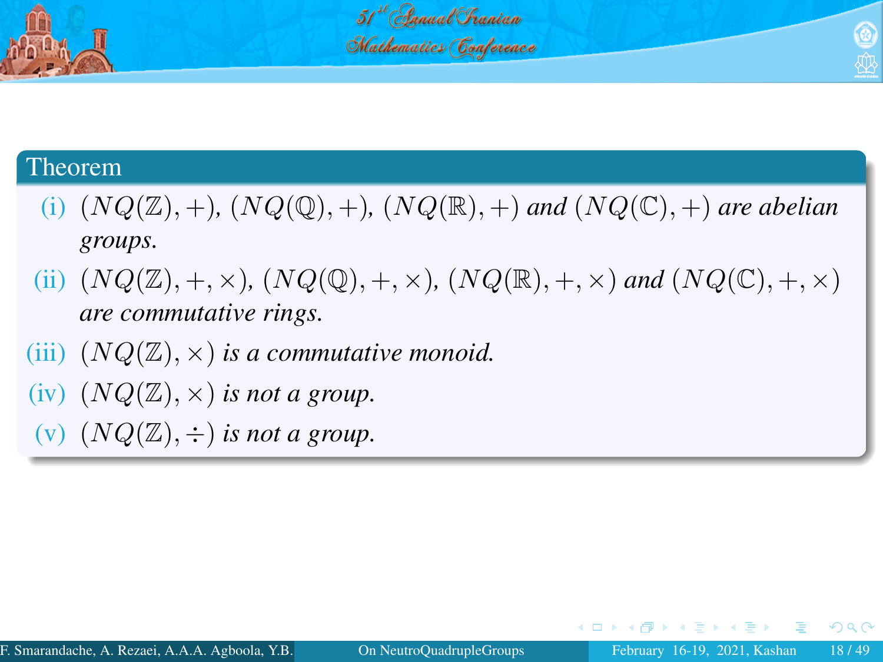**Theorem**

(i) $(NQ(\mathbb{Z}), +)$, $(NQ(\mathbb{Q}), +)$, $(NQ(\mathbb{R}), +)$ *and* $(NQ(\mathbb{C}), +)$ *are abelian groups.*

(ii) $(NQ(\mathbb{Z}), +, \times)$, $(NQ(\mathbb{Q}), +, \times)$, $(NQ(\mathbb{R}), +, \times)$ *and* $(NQ(\mathbb{C}), +, \times)$ *are commutative rings.*

(iii) $(NQ(\mathbb{Z}), \times)$ *is a commutative monoid.*

(iv) $(NQ(\mathbb{Z}), \times)$ *is not a group.*

(v) $(NQ(\mathbb{Z}), \div)$ *is not a group.*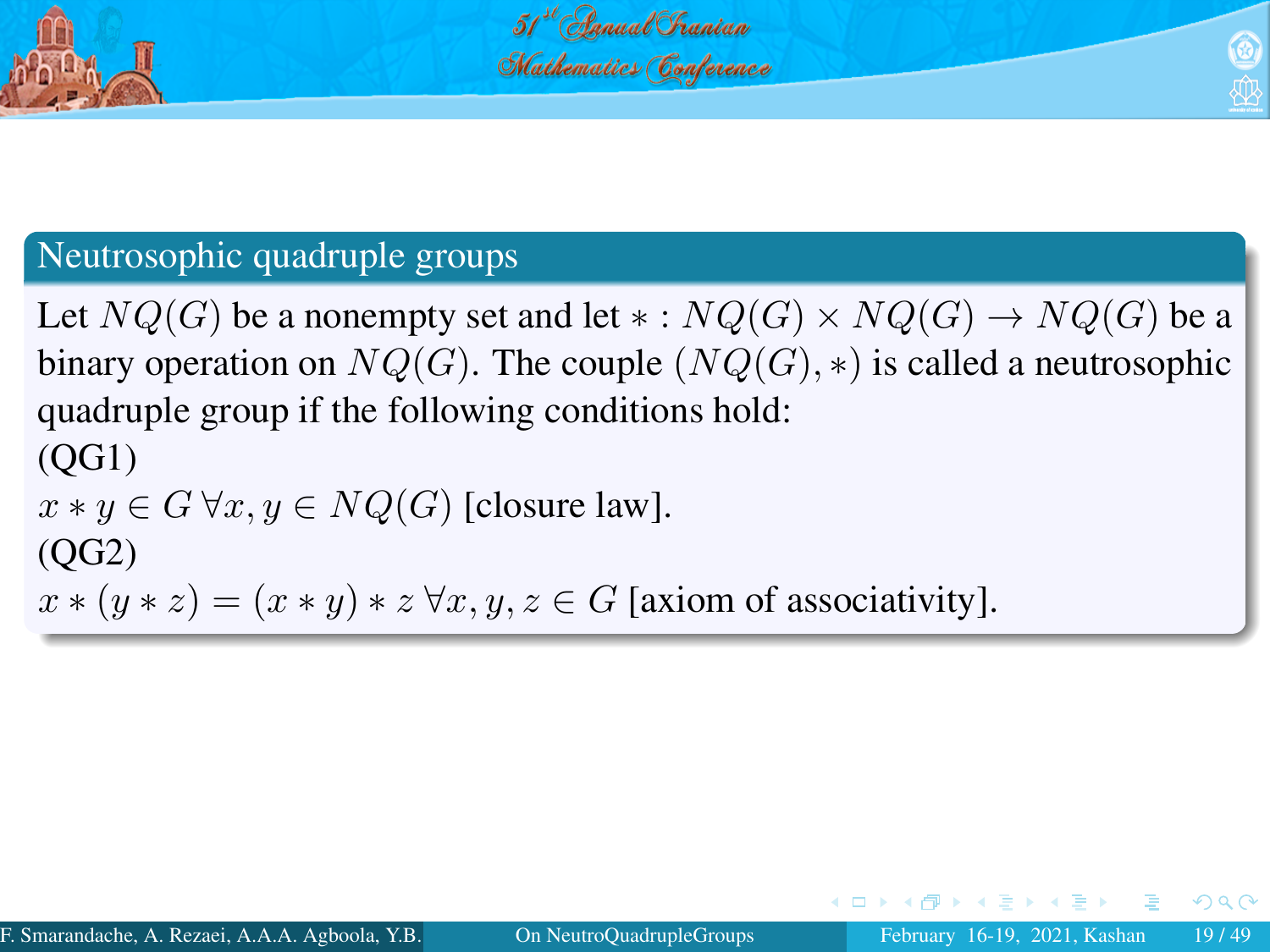## Neutrosophic quadruple groups

Let $NQ(G)$ be a nonempty set and let $* : NQ(G) \times NQ(G) \rightarrow NQ(G)$ be a binary operation on $NQ(G)$. The couple $(NQ(G), *)$ is called a neutrosophic quadruple group if the following conditions hold:

(QG1)

$x * y \in G \; \forall x, y \in NQ(G)$ [closure law].

(QG2)

$x * (y * z) = (x * y) * z \; \forall x, y, z \in G$ [axiom of associativity].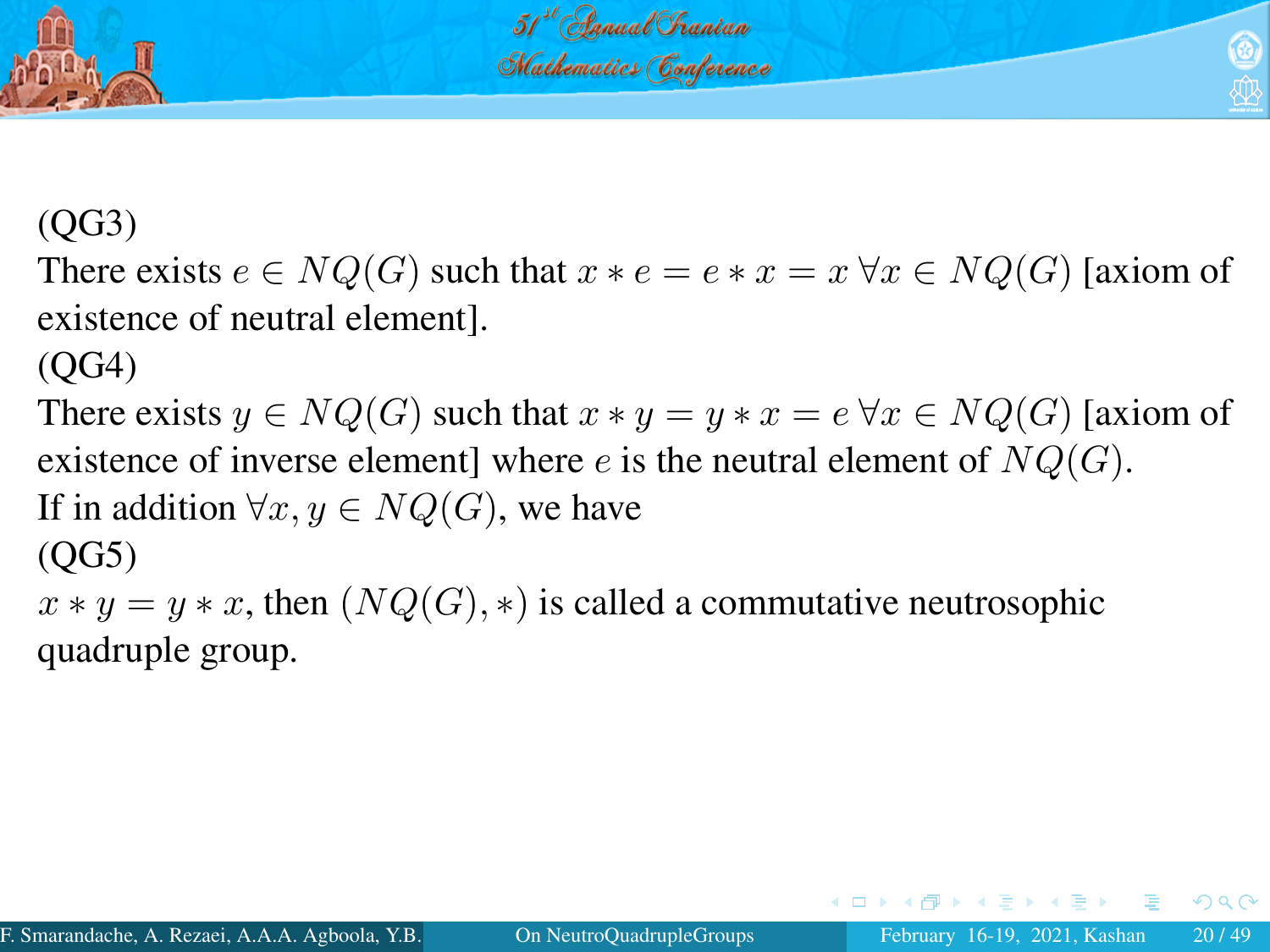(QG3)
There exists $e \in NQ(G)$ such that $x * e = e * x = x \; \forall x \in NQ(G)$ [axiom of existence of neutral element].
(QG4)
There exists $y \in NQ(G)$ such that $x * y = y * x = e \; \forall x \in NQ(G)$ [axiom of existence of inverse element] where $e$ is the neutral element of $NQ(G)$.
If in addition $\forall x, y \in NQ(G)$, we have
(QG5)
$x * y = y * x$, then $(NQ(G), *)$ is called a commutative neutrosophic quadruple group.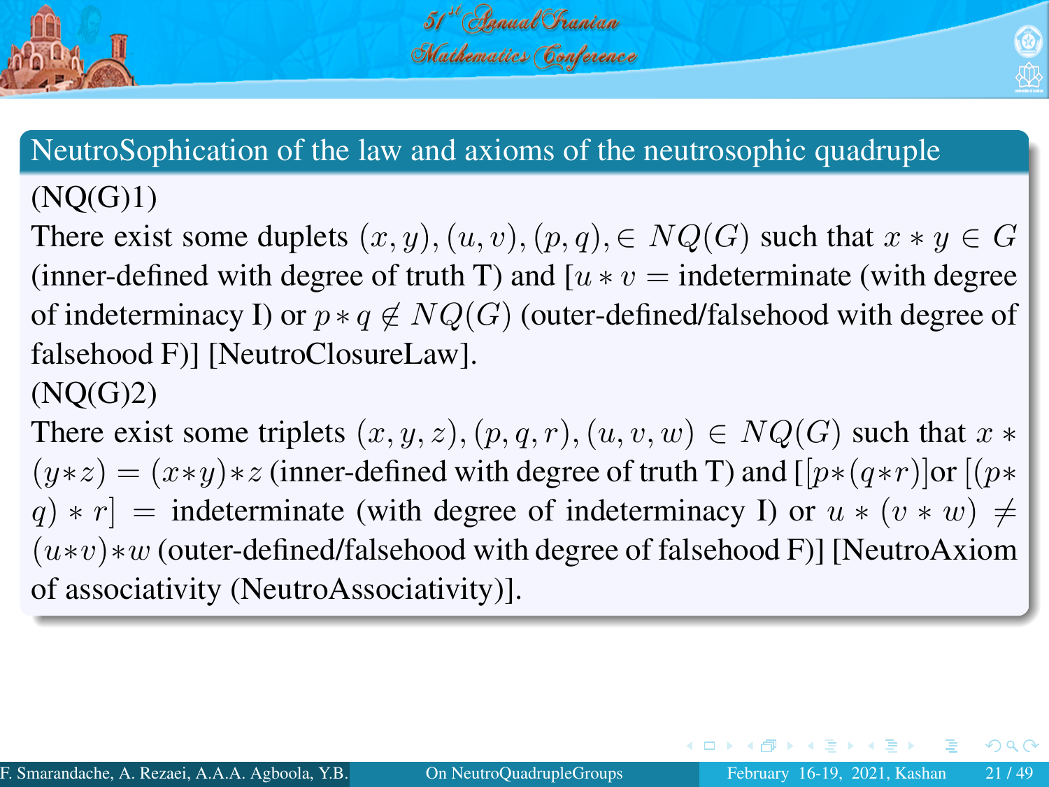## NeutroSophication of the law and axioms of the neutrosophic quadruple

(NQ(G)1)

There exist some duplets $(x, y), (u, v), (p, q), \in NQ(G)$ such that $x * y \in G$ (inner-defined with degree of truth T) and [$u * v =$ indeterminate (with degree of indeterminacy I) or $p * q \notin NQ(G)$ (outer-defined/falsehood with degree of falsehood F)] [NeutroClosureLaw].

(NQ(G)2)

There exist some triplets $(x, y, z), (p, q, r), (u, v, w) \in NQ(G)$ such that $x * (y * z) = (x * y) * z$ (inner-defined with degree of truth T) and [$[p * (q * r)]$or $[(p * q) * r] =$ indeterminate (with degree of indeterminacy I) or $u * (v * w) \neq (u * v) * w$ (outer-defined/falsehood with degree of falsehood F)] [NeutroAxiom of associativity (NeutroAssociativity)].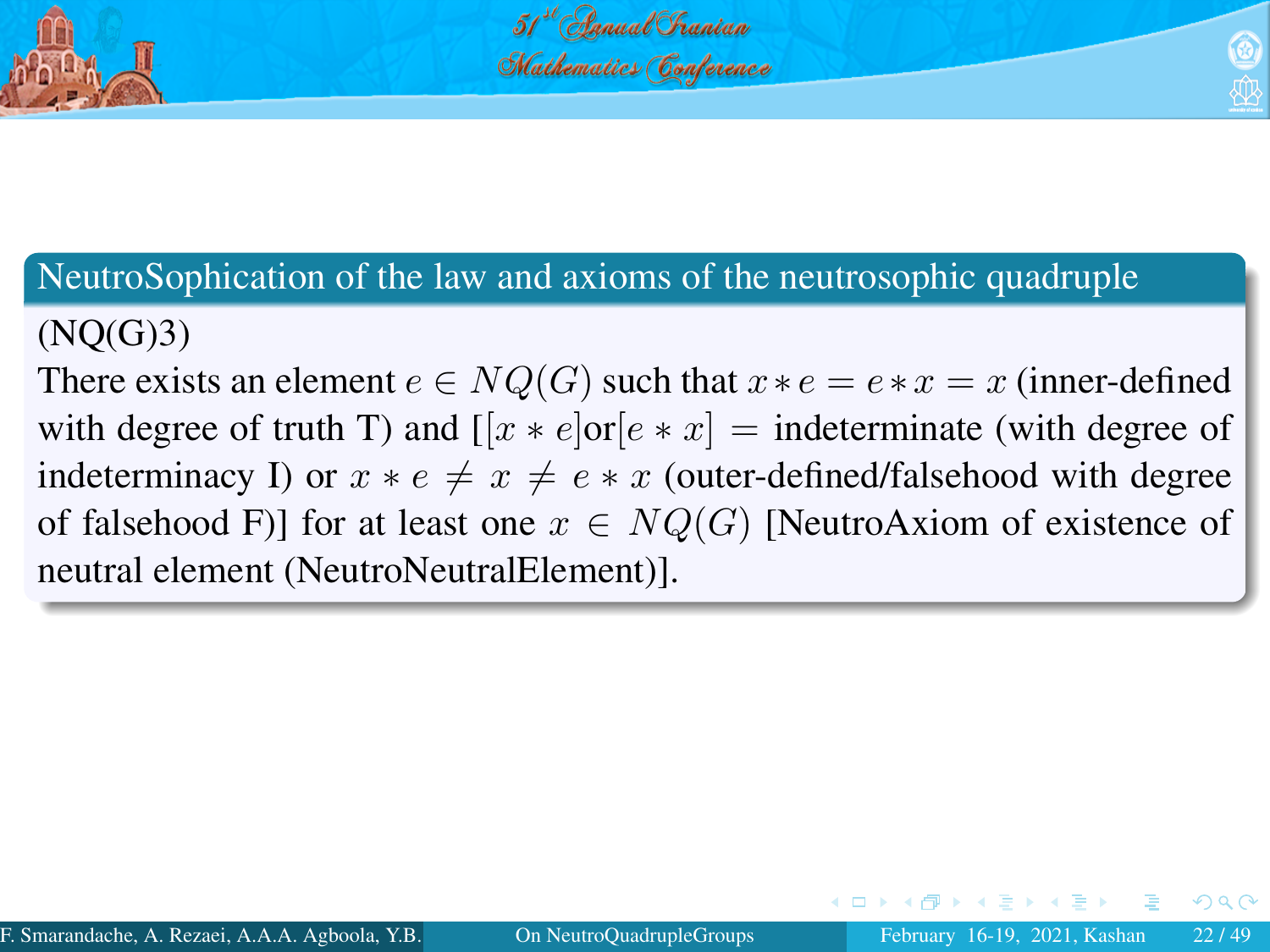## NeutroSophication of the law and axioms of the neutrosophic quadruple

(NQ(G)3)

There exists an element $e \in NQ(G)$ such that $x * e = e * x = x$ (inner-defined with degree of truth T) and [$[x * e]$or$[e * x]$ = indeterminate (with degree of indeterminacy I) or $x * e \neq x \neq e * x$ (outer-defined/falsehood with degree of falsehood F)] for at least one $x \in NQ(G)$ [NeutroAxiom of existence of neutral element (NeutroNeutralElement)].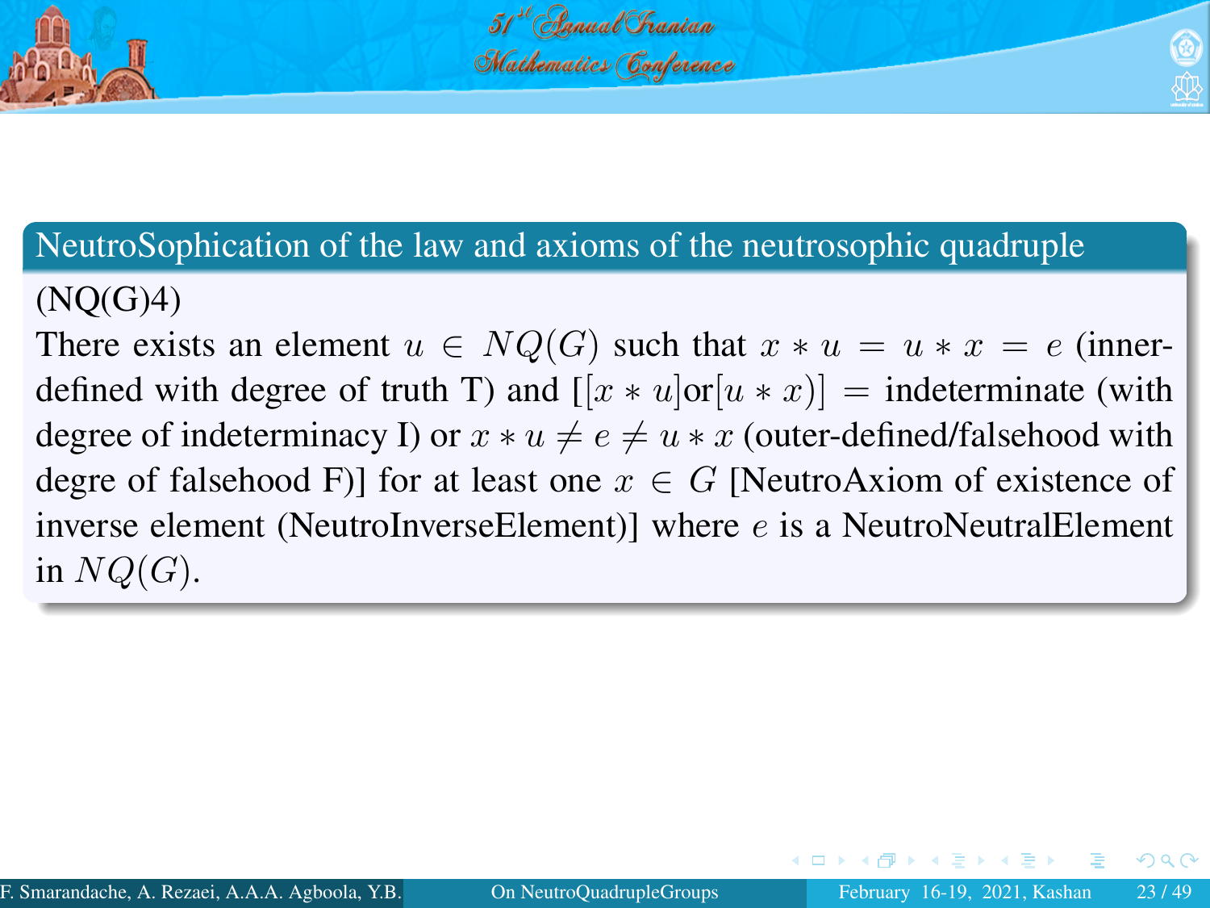## NeutroSophication of the law and axioms of the neutrosophic quadruple

(NQ(G)4)

There exists an element $u \in NQ(G)$ such that $x * u = u * x = e$ (inner-defined with degree of truth T) and $[[x * u]\text{or}[u * x)] =$ indeterminate (with degree of indeterminacy I) or $x * u \neq e \neq u * x$ (outer-defined/falsehood with degree of falsehood F)] for at least one $x \in G$ [NeutroAxiom of existence of inverse element (NeutroInverseElement)] where $e$ is a NeutroNeutralElement in $NQ(G)$.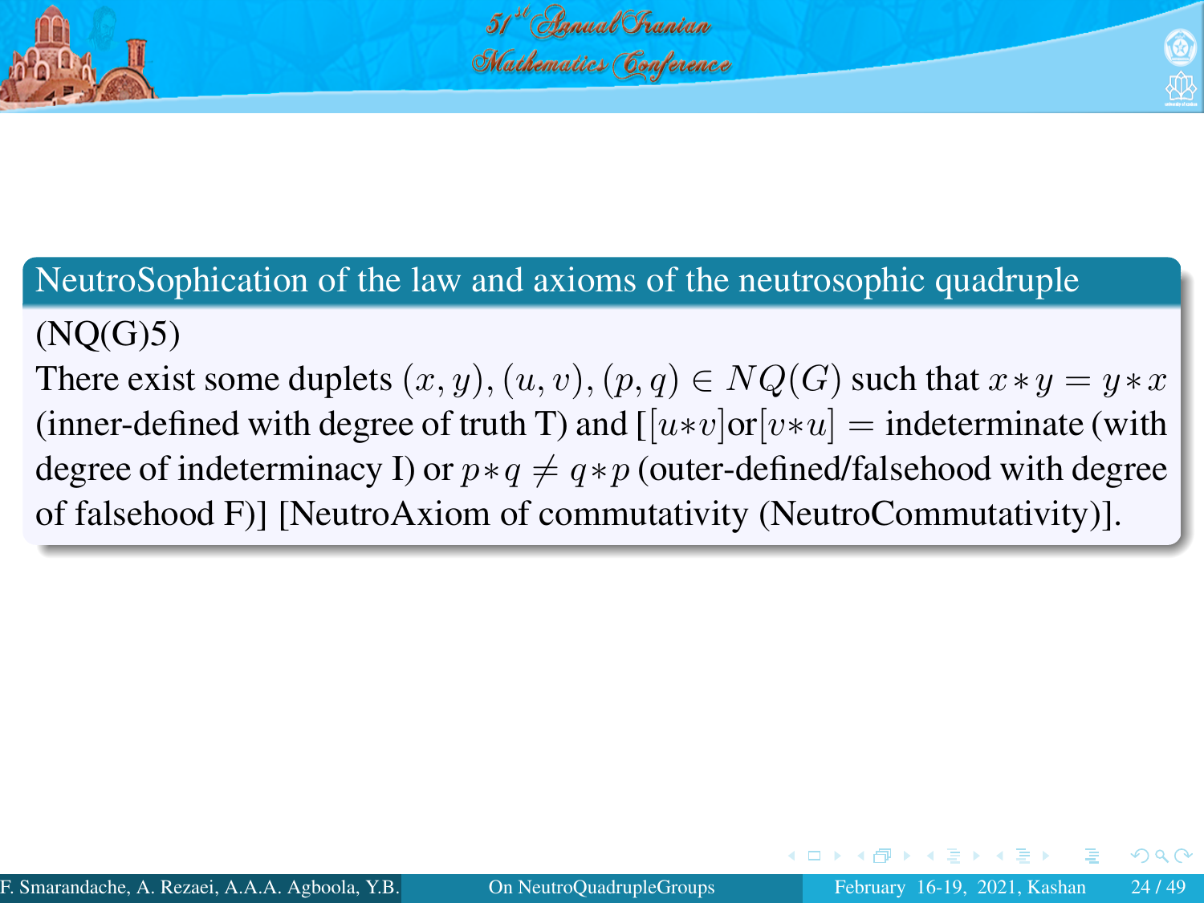## NeutroSophication of the law and axioms of the neutrosophic quadruple

(NQ(G)5)

There exist some duplets $(x, y), (u, v), (p, q) \in NQ(G)$ such that $x * y = y * x$ (inner-defined with degree of truth T) and [$[u*v]$or$[v*u]$ $=$ indeterminate (with degree of indeterminacy I) or $p * q \neq q * p$ (outer-defined/falsehood with degree of falsehood F)] [NeutroAxiom of commutativity (NeutroCommutativity)].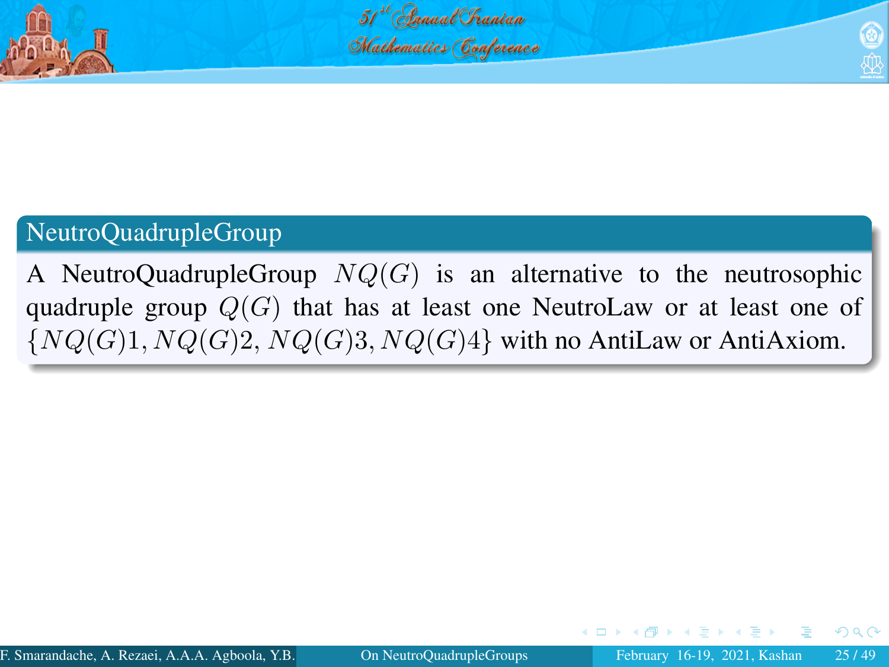## NeutroQuadrupleGroup

A NeutroQuadrupleGroup $NQ(G)$ is an alternative to the neutrosophic quadruple group $Q(G)$ that has at least one NeutroLaw or at least one of $\{NQ(G)1, NQ(G)2, NQ(G)3, NQ(G)4\}$ with no AntiLaw or AntiAxiom.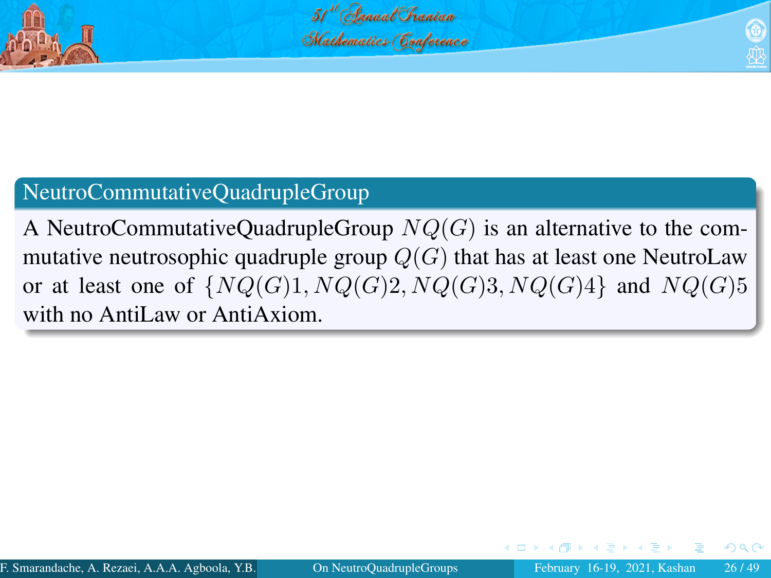**NeutroCommutativeQuadrupleGroup**

A NeutroCommutativeQuadrupleGroup $NQ(G)$ is an alternative to the commutative neutrosophic quadruple group $Q(G)$ that has at least one NeutroLaw or at least one of $\{NQ(G)1, NQ(G)2, NQ(G)3, NQ(G)4\}$ and $NQ(G)5$ with no AntiLaw or AntiAxiom.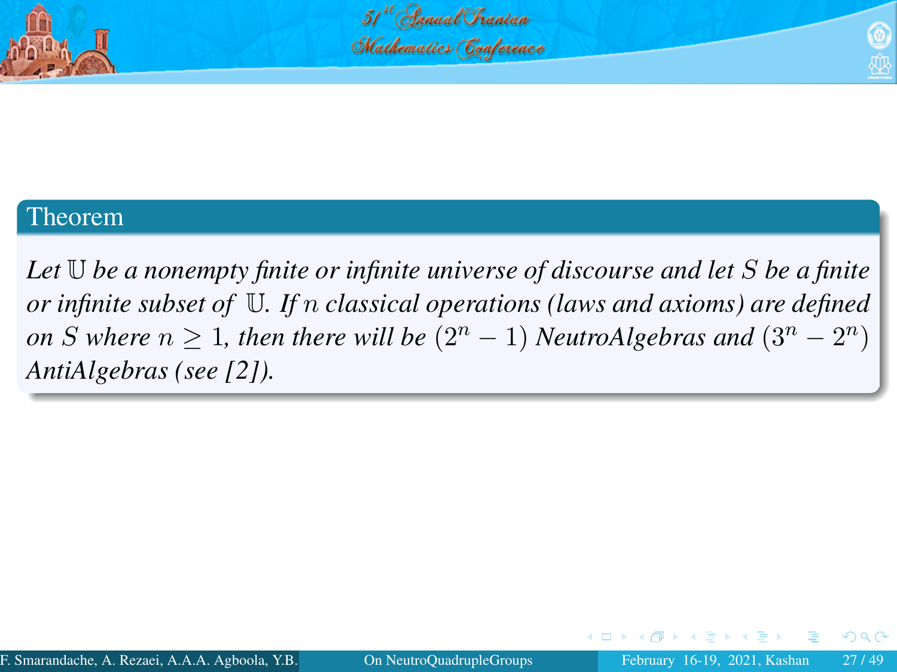**Theorem**

*Let $\mathbb{U}$ be a nonempty finite or infinite universe of discourse and let $S$ be a finite or infinite subset of $\mathbb{U}$. If $n$ classical operations (laws and axioms) are defined on $S$ where $n \geq 1$, then there will be $(2^n - 1)$ NeutroAlgebras and $(3^n - 2^n)$ AntiAlgebras (see [2]).*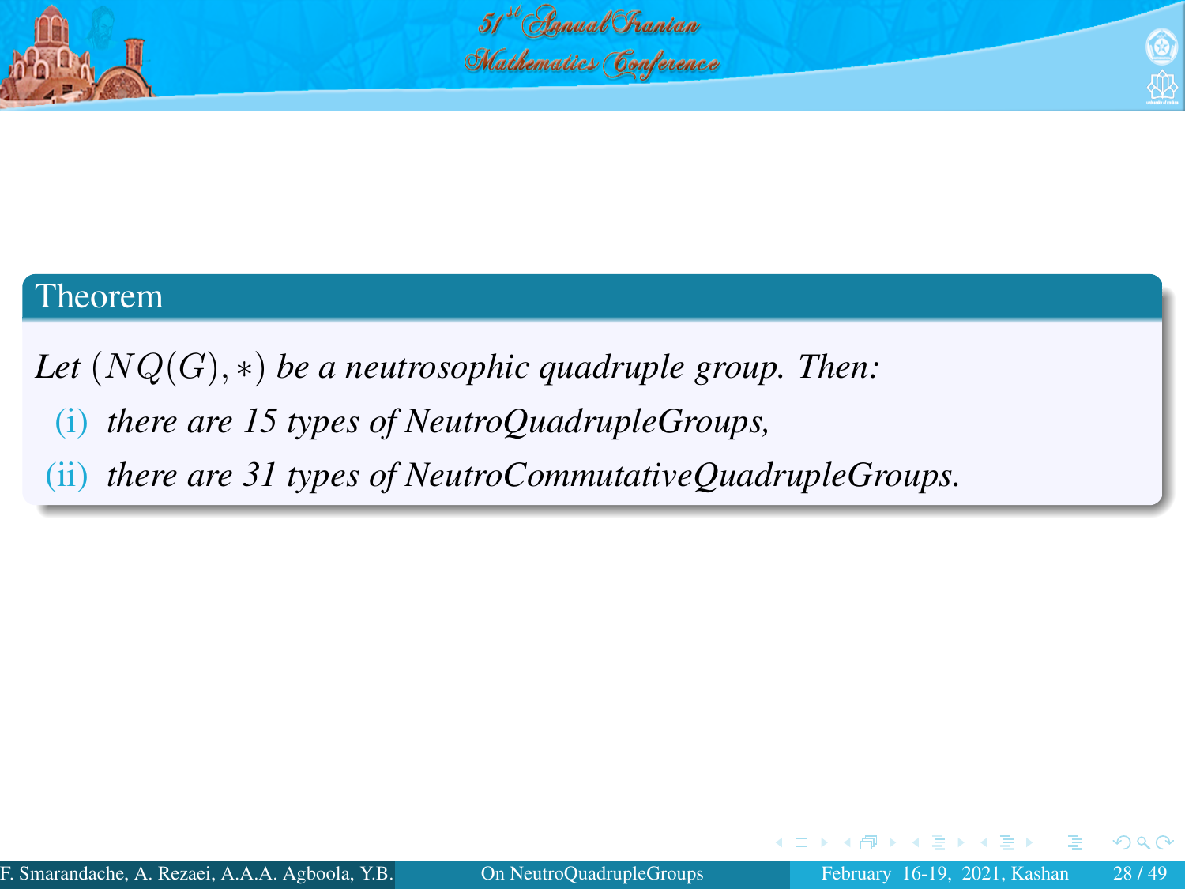**Theorem**

*Let* $(NQ(G), *)$ *be a neutrosophic quadruple group. Then:*

(i) *there are 15 types of NeutroQuadrupleGroups,*

(ii) *there are 31 types of NeutroCommutativeQuadrupleGroups.*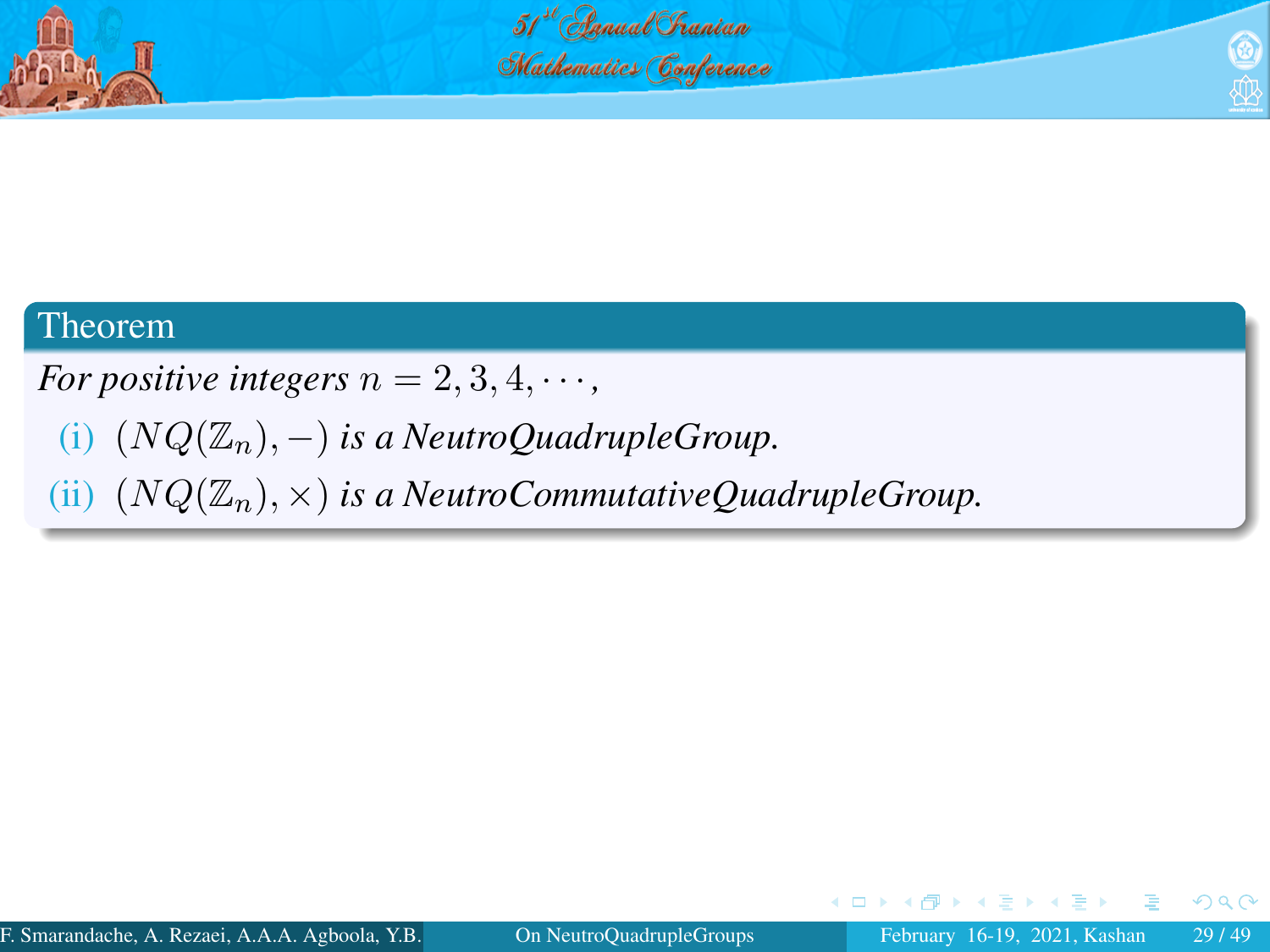**Theorem**

*For positive integers $n = 2, 3, 4, \cdots,$*

(i) $(NQ(\mathbb{Z}_n), -)$ *is a NeutroQuadrupleGroup.*

(ii) $(NQ(\mathbb{Z}_n), \times)$ *is a NeutroCommutativeQuadrupleGroup.*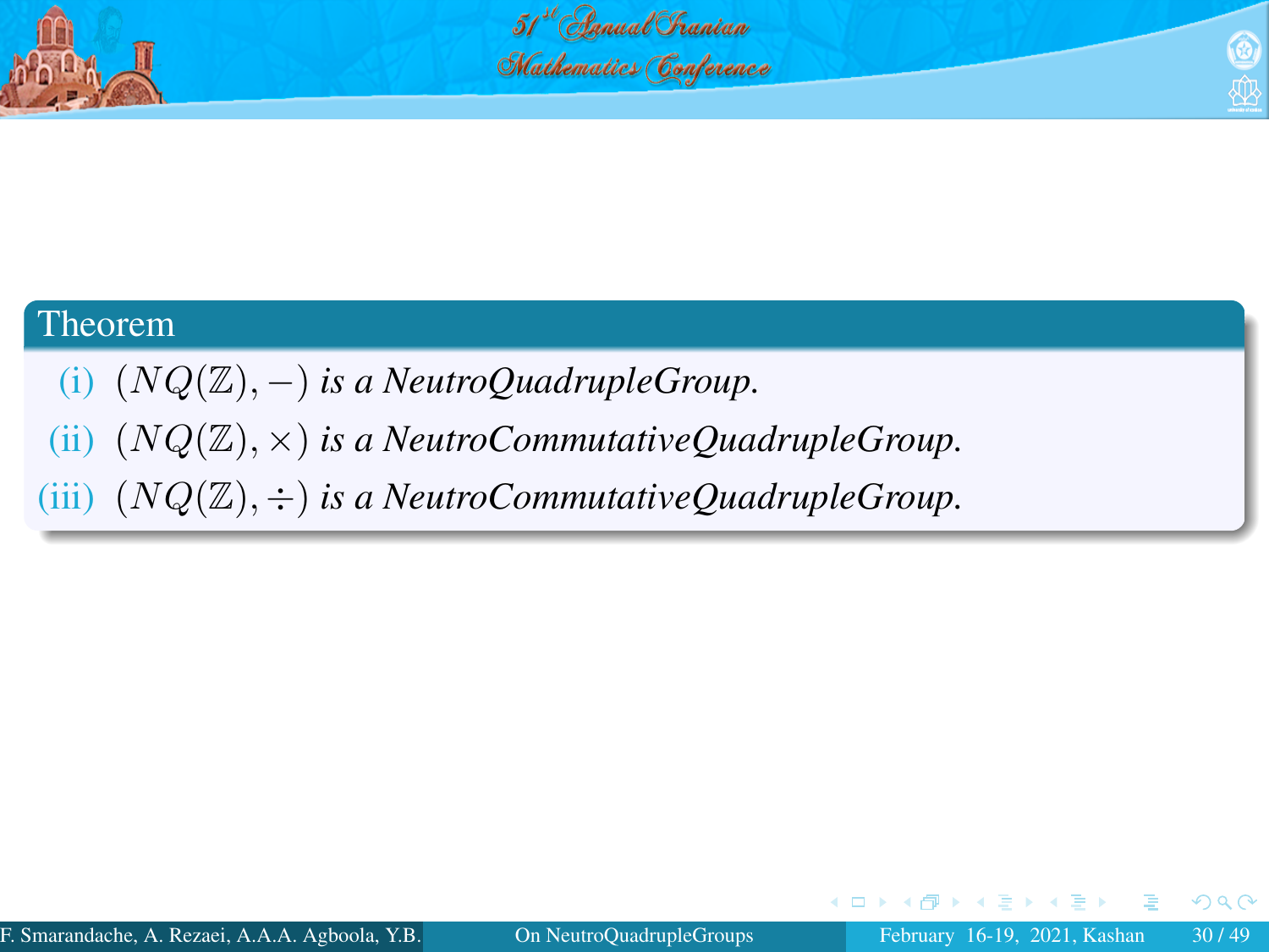**Theorem**

(i) $(NQ(\mathbb{Z}), -)$ *is a NeutroQuadrupleGroup.*

(ii) $(NQ(\mathbb{Z}), \times)$ *is a NeutroCommutativeQuadrupleGroup.*

(iii) $(NQ(\mathbb{Z}), \div)$ *is a NeutroCommutativeQuadrupleGroup.*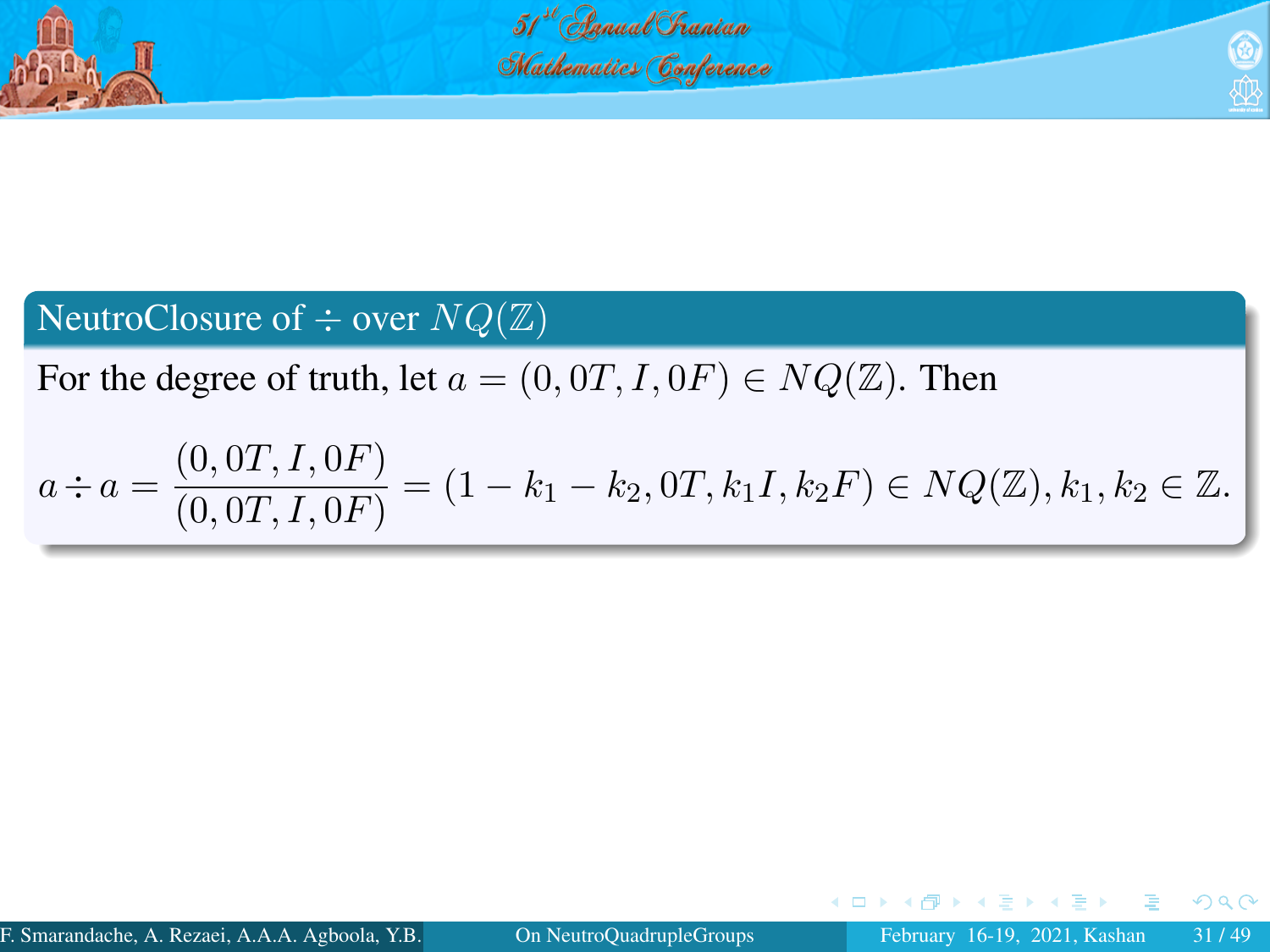### NeutroClosure of $\div$ over $NQ(\mathbb{Z})$

For the degree of truth, let $a = (0, 0T, I, 0F) \in NQ(\mathbb{Z})$. Then

$$a \div a = \frac{(0, 0T, I, 0F)}{(0, 0T, I, 0F)} = (1 - k_1 - k_2, 0T, k_1 I, k_2 F) \in NQ(\mathbb{Z}), k_1, k_2 \in \mathbb{Z}.$$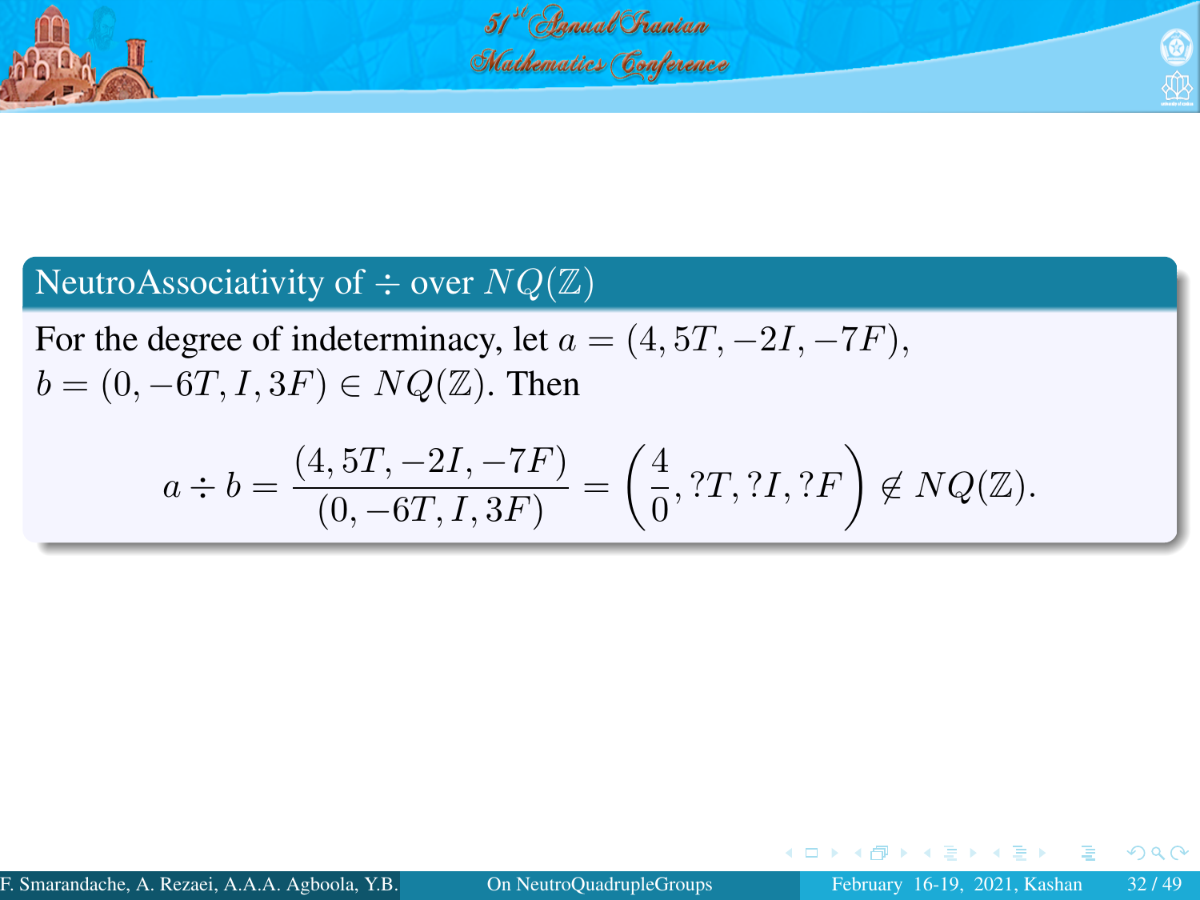### NeutroAssociativity of $\div$ over $NQ(\mathbb{Z})$

For the degree of indeterminacy, let $a = (4, 5T, -2I, -7F)$, $b = (0, -6T, I, 3F) \in NQ(\mathbb{Z})$. Then

$$a \div b = \frac{(4, 5T, -2I, -7F)}{(0, -6T, I, 3F)} = \left(\frac{4}{0}, ?T, ?I, ?F\right) \notin NQ(\mathbb{Z}).$$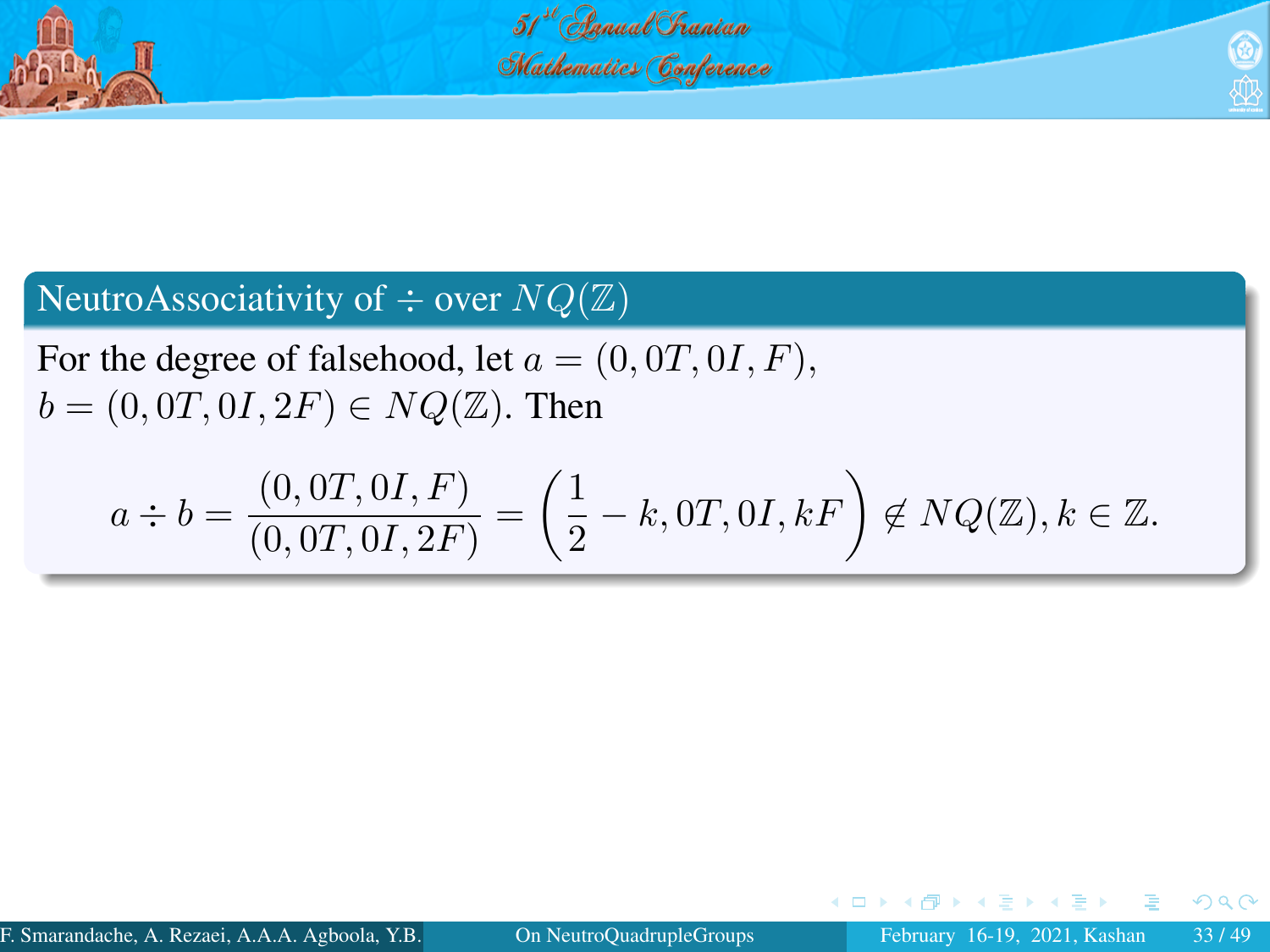### NeutroAssociativity of $\div$ over $NQ(\mathbb{Z})$

For the degree of falsehood, let $a = (0, 0T, 0I, F)$, $b = (0, 0T, 0I, 2F) \in NQ(\mathbb{Z})$. Then

$$a \div b = \frac{(0, 0T, 0I, F)}{(0, 0T, 0I, 2F)} = \left(\frac{1}{2} - k, 0T, 0I, kF\right) \notin NQ(\mathbb{Z}), k \in \mathbb{Z}.$$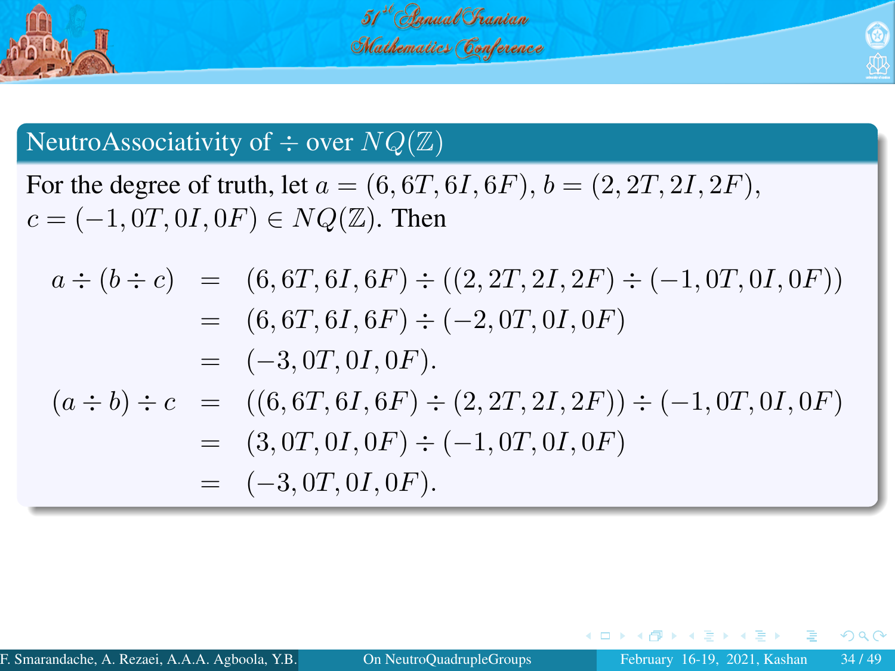## NeutroAssociativity of $\div$ over $NQ(\mathbb{Z})$

For the degree of truth, let $a = (6, 6T, 6I, 6F)$, $b = (2, 2T, 2I, 2F)$, $c = (-1, 0T, 0I, 0F) \in NQ(\mathbb{Z})$. Then

$$
\begin{aligned}
a \div (b \div c) &= (6, 6T, 6I, 6F) \div ((2, 2T, 2I, 2F) \div (-1, 0T, 0I, 0F)) \\
&= (6, 6T, 6I, 6F) \div (-2, 0T, 0I, 0F) \\
&= (-3, 0T, 0I, 0F). \\
(a \div b) \div c &= ((6, 6T, 6I, 6F) \div (2, 2T, 2I, 2F)) \div (-1, 0T, 0I, 0F) \\
&= (3, 0T, 0I, 0F) \div (-1, 0T, 0I, 0F) \\
&= (-3, 0T, 0I, 0F).
\end{aligned}
$$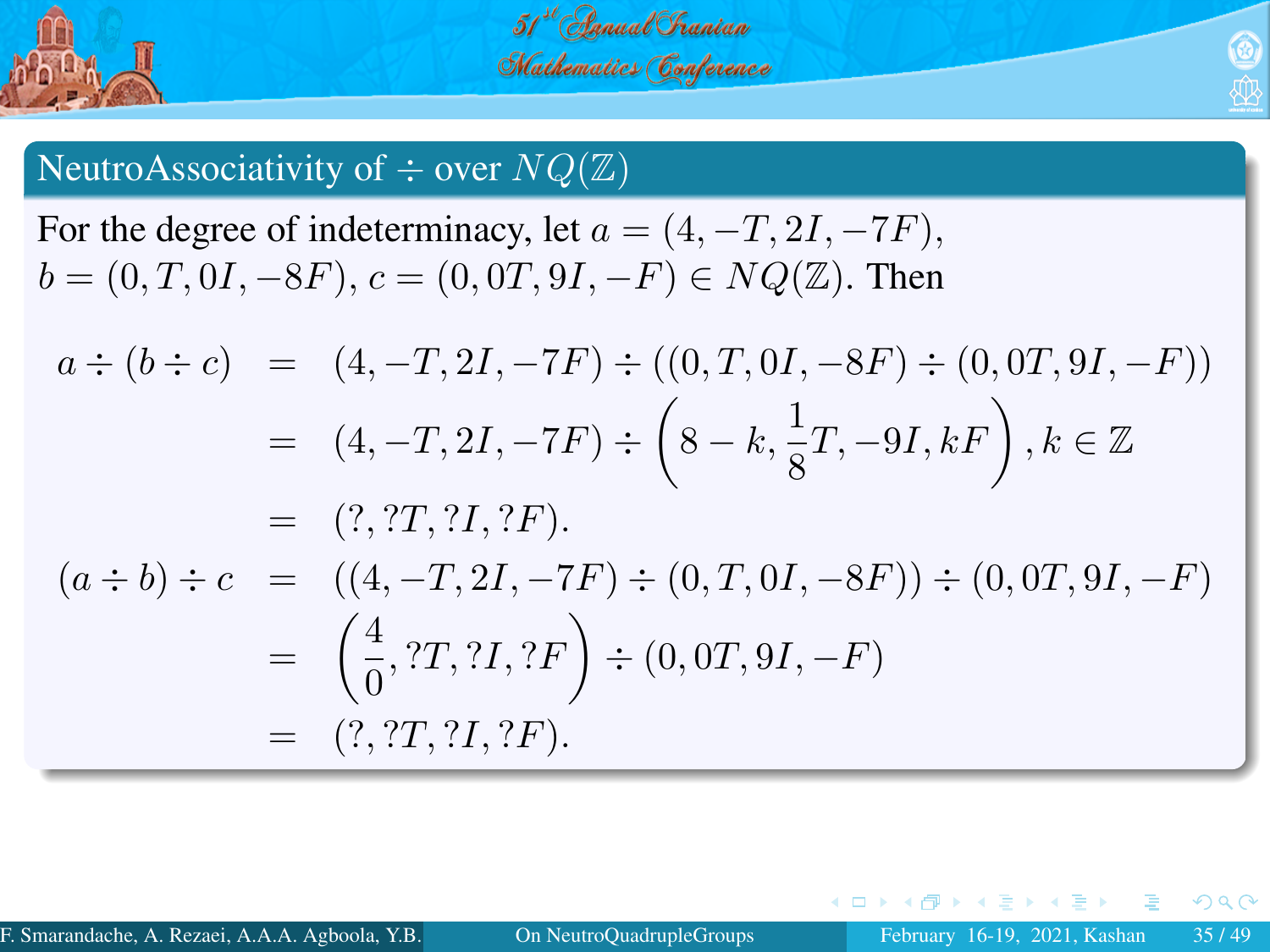## NeutroAssociativity of $\div$ over $NQ(\mathbb{Z})$

For the degree of indeterminacy, let $a = (4, -T, 2I, -7F)$, $b = (0, T, 0I, -8F)$, $c = (0, 0T, 9I, -F) \in NQ(\mathbb{Z})$. Then

$$
\begin{aligned}
a \div (b \div c) &= (4, -T, 2I, -7F) \div ((0, T, 0I, -8F) \div (0, 0T, 9I, -F)) \\
&= (4, -T, 2I, -7F) \div \left(8 - k, \frac{1}{8}T, -9I, kF\right), k \in \mathbb{Z} \\
&= (?, ?T, ?I, ?F). \\
(a \div b) \div c &= ((4, -T, 2I, -7F) \div (0, T, 0I, -8F)) \div (0, 0T, 9I, -F) \\
&= \left(\frac{4}{0}, ?T, ?I, ?F\right) \div (0, 0T, 9I, -F) \\
&= (?, ?T, ?I, ?F).
\end{aligned}
$$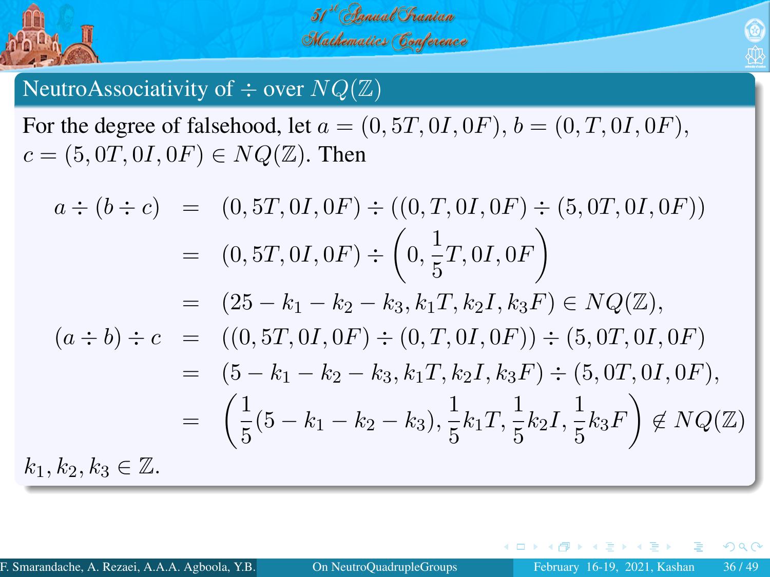## NeutroAssociativity of $\div$ over $NQ(\mathbb{Z})$

For the degree of falsehood, let $a = (0, 5T, 0I, 0F)$, $b = (0, T, 0I, 0F)$, $c = (5, 0T, 0I, 0F) \in NQ(\mathbb{Z})$. Then

$$
\begin{aligned}
a \div (b \div c) &= (0, 5T, 0I, 0F) \div ((0, T, 0I, 0F) \div (5, 0T, 0I, 0F)) \\
&= (0, 5T, 0I, 0F) \div \left(0, \frac{1}{5}T, 0I, 0F\right) \\
&= (25 - k_1 - k_2 - k_3, k_1 T, k_2 I, k_3 F) \in NQ(\mathbb{Z}), \\
(a \div b) \div c &= ((0, 5T, 0I, 0F) \div (0, T, 0I, 0F)) \div (5, 0T, 0I, 0F) \\
&= (5 - k_1 - k_2 - k_3, k_1 T, k_2 I, k_3 F) \div (5, 0T, 0I, 0F), \\
&= \left(\frac{1}{5}(5 - k_1 - k_2 - k_3), \frac{1}{5}k_1 T, \frac{1}{5}k_2 I, \frac{1}{5}k_3 F\right) \notin NQ(\mathbb{Z})
\end{aligned}
$$

$k_1, k_2, k_3 \in \mathbb{Z}$.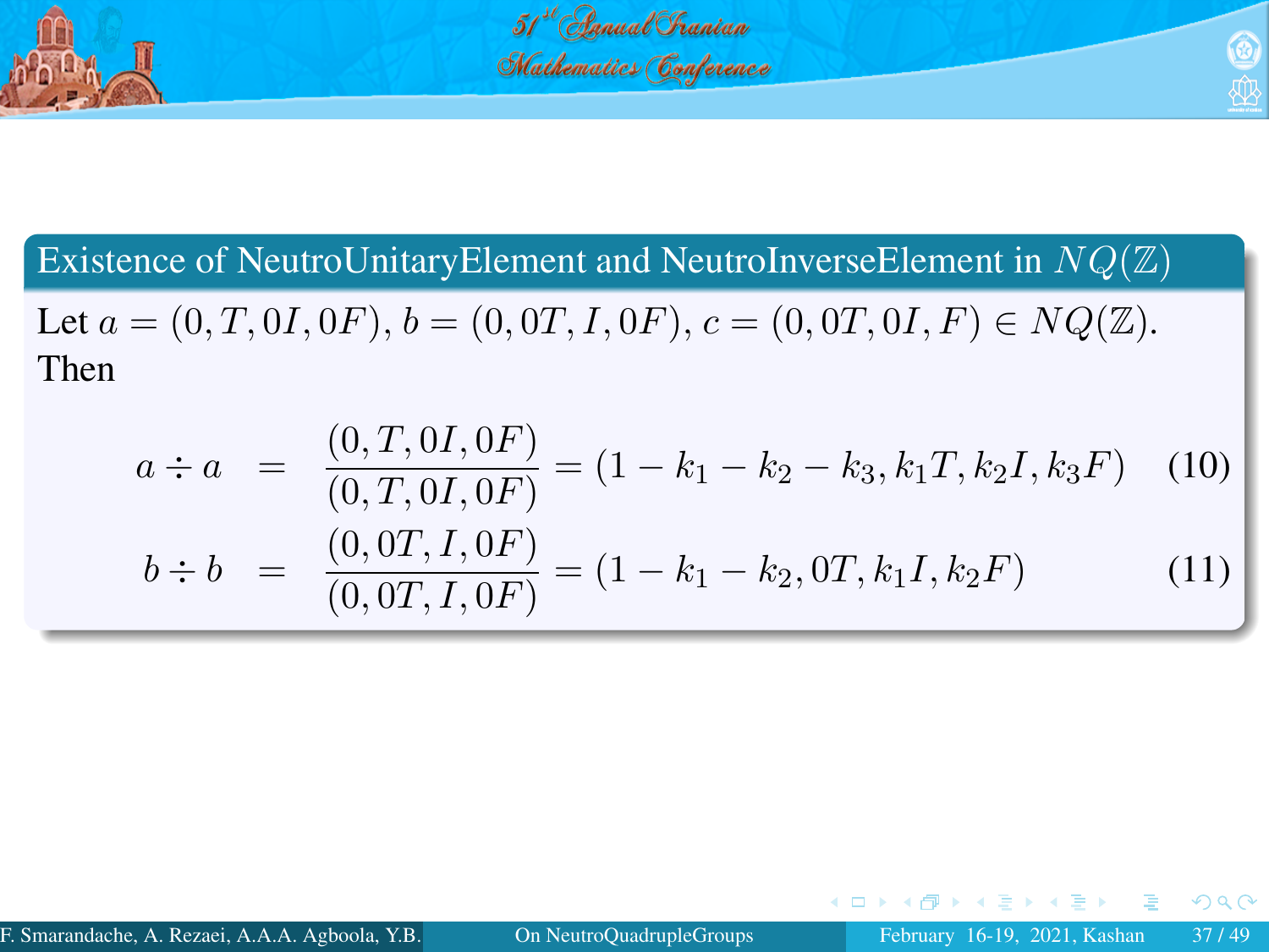## Existence of NeutroUnitaryElement and NeutroInverseElement in $NQ(\mathbb{Z})$

Let $a = (0, T, 0I, 0F)$, $b = (0, 0T, I, 0F)$, $c = (0, 0T, 0I, F) \in NQ(\mathbb{Z})$. Then

$$a \div a = \frac{(0, T, 0I, 0F)}{(0, T, 0I, 0F)} = (1 - k_1 - k_2 - k_3, k_1 T, k_2 I, k_3 F) \quad (10)$$

$$b \div b = \frac{(0, 0T, I, 0F)}{(0, 0T, I, 0F)} = (1 - k_1 - k_2, 0T, k_1 I, k_2 F) \quad (11)$$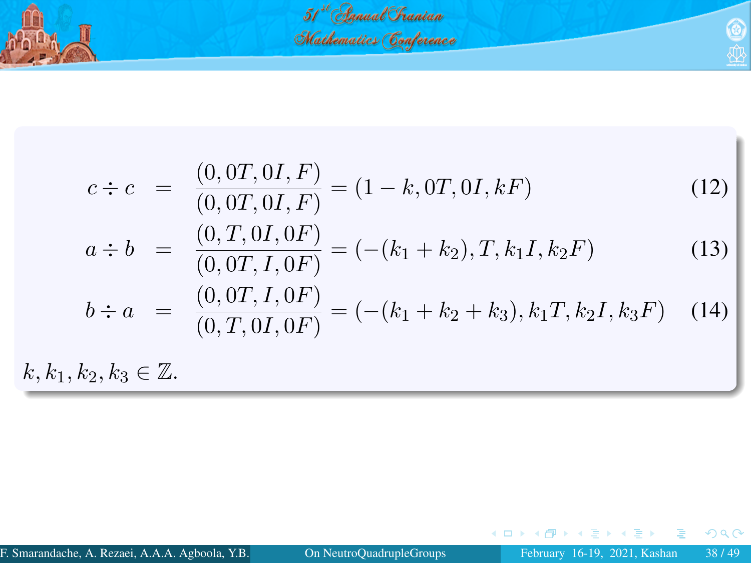$$c \div c = \frac{(0, 0T, 0I, F)}{(0, 0T, 0I, F)} = (1-k, 0T, 0I, kF) \tag{12}$$

$$a \div b = \frac{(0, T, 0I, 0F)}{(0, 0T, I, 0F)} = (-(k_1+k_2), T, k_1 I, k_2 F) \tag{13}$$

$$b \div a = \frac{(0, 0T, I, 0F)}{(0, T, 0I, 0F)} = (-(k_1+k_2+k_3), k_1 T, k_2 I, k_3 F) \tag{14}$$

$k, k_1, k_2, k_3 \in \mathbb{Z}$.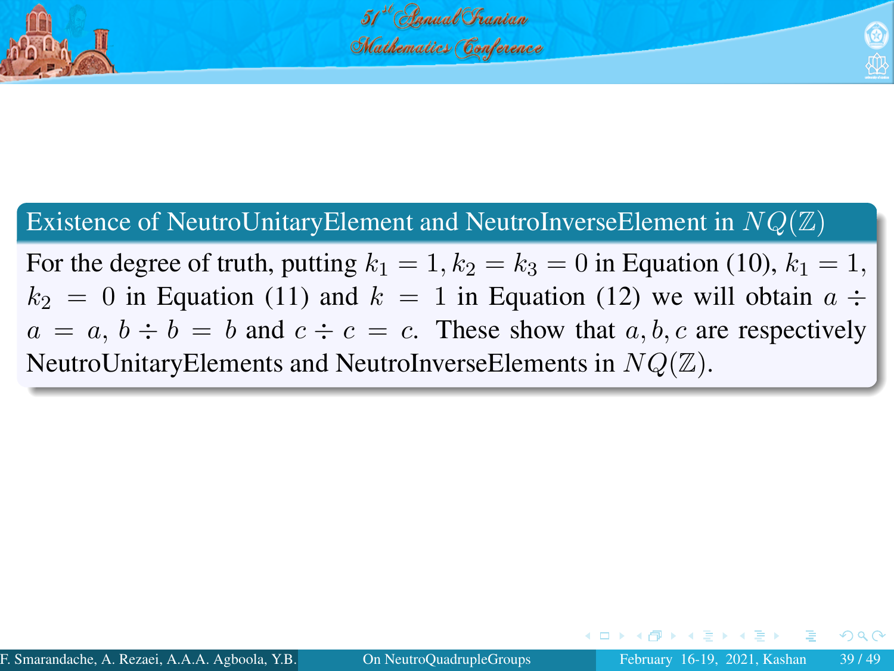### Existence of NeutroUnitaryElement and NeutroInverseElement in $NQ(\mathbb{Z})$

For the degree of truth, putting $k_1 = 1, k_2 = k_3 = 0$ in Equation (10), $k_1 = 1$, $k_2 = 0$ in Equation (11) and $k = 1$ in Equation (12) we will obtain $a \div a = a$, $b \div b = b$ and $c \div c = c$. These show that $a, b, c$ are respectively NeutroUnitaryElements and NeutroInverseElements in $NQ(\mathbb{Z})$.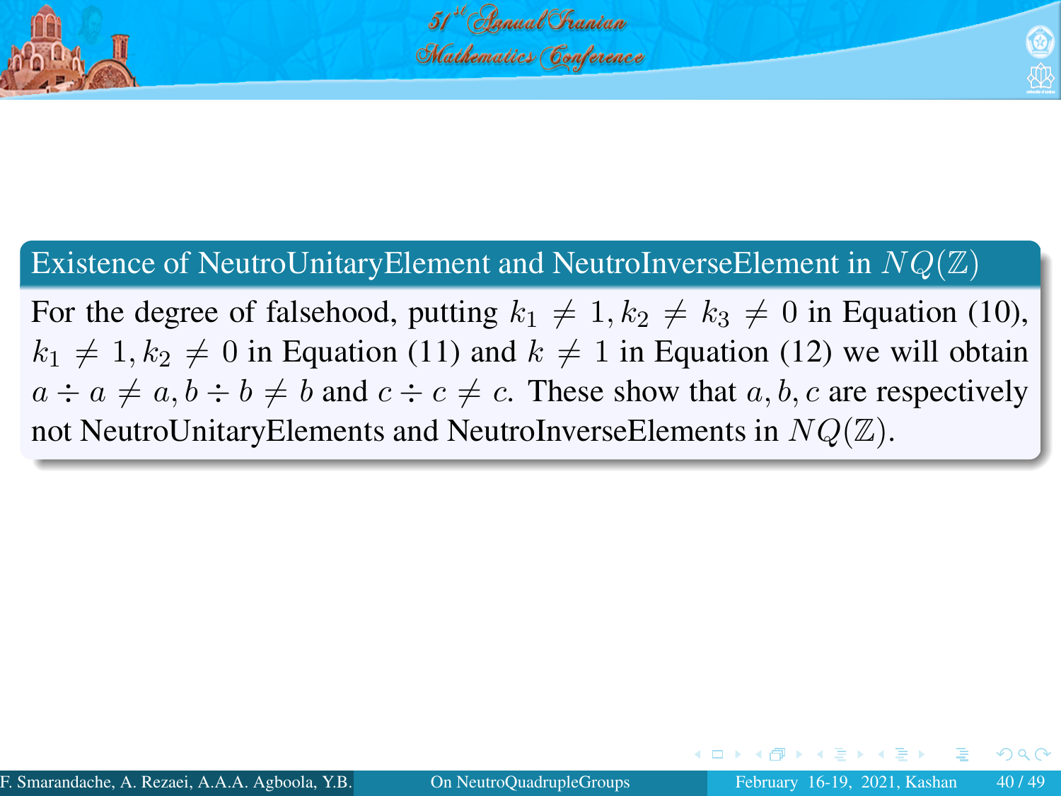### Existence of NeutroUnitaryElement and NeutroInverseElement in $NQ(\mathbb{Z})$

For the degree of falsehood, putting $k_1 \neq 1, k_2 \neq k_3 \neq 0$ in Equation (10), $k_1 \neq 1, k_2 \neq 0$ in Equation (11) and $k \neq 1$ in Equation (12) we will obtain $a \div a \neq a, b \div b \neq b$ and $c \div c \neq c$. These show that $a, b, c$ are respectively not NeutroUnitaryElements and NeutroInverseElements in $NQ(\mathbb{Z})$.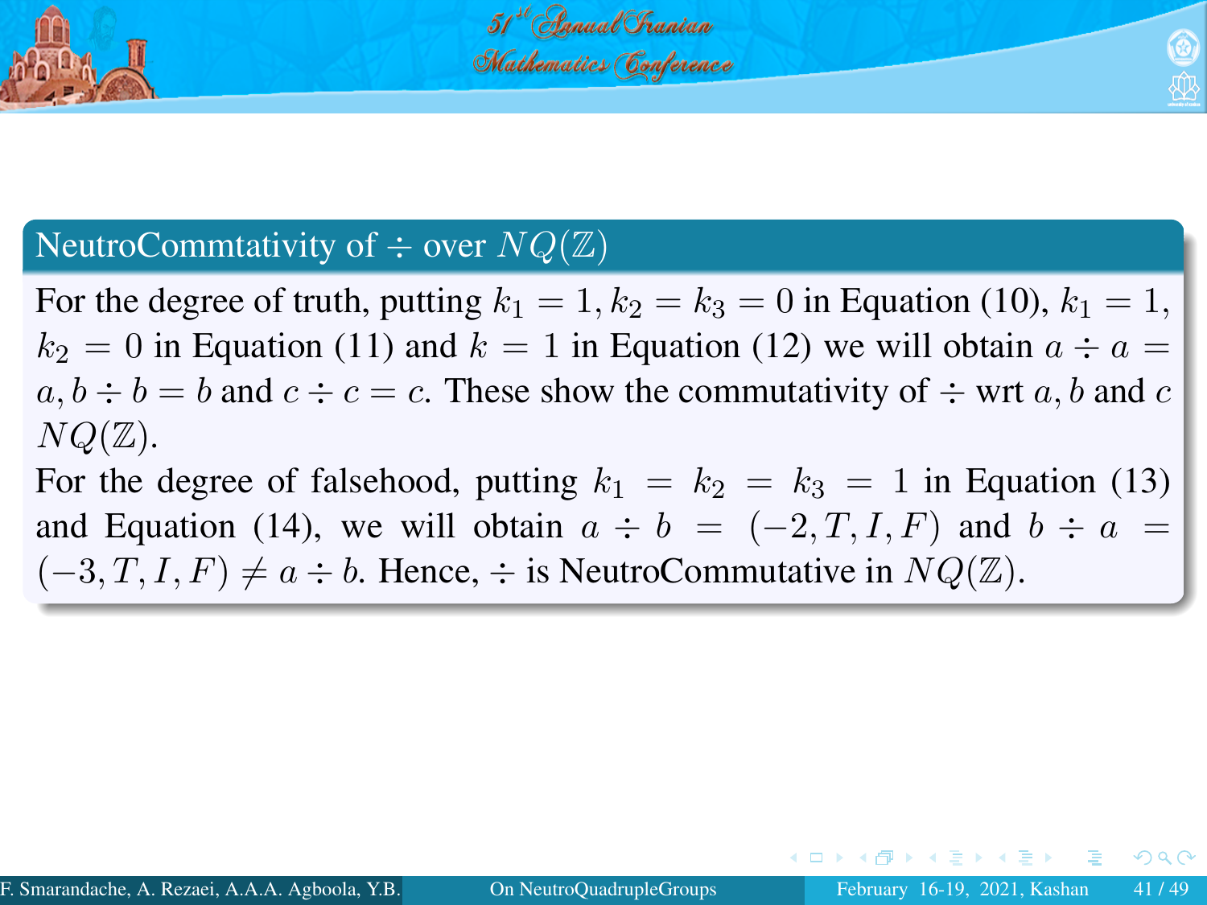### NeutroCommtativity of $\div$ over $NQ(\mathbb{Z})$

For the degree of truth, putting $k_1 = 1, k_2 = k_3 = 0$ in Equation (10), $k_1 = 1$, $k_2 = 0$ in Equation (11) and $k = 1$ in Equation (12) we will obtain $a \div a = a, b \div b = b$ and $c \div c = c$. These show the commutativity of $\div$ wrt $a, b$ and $c$ $NQ(\mathbb{Z})$.

For the degree of falsehood, putting $k_1 = k_2 = k_3 = 1$ in Equation (13) and Equation (14), we will obtain $a \div b = (-2, T, I, F)$ and $b \div a = (-3, T, I, F) \neq a \div b$. Hence, $\div$ is NeutroCommutative in $NQ(\mathbb{Z})$.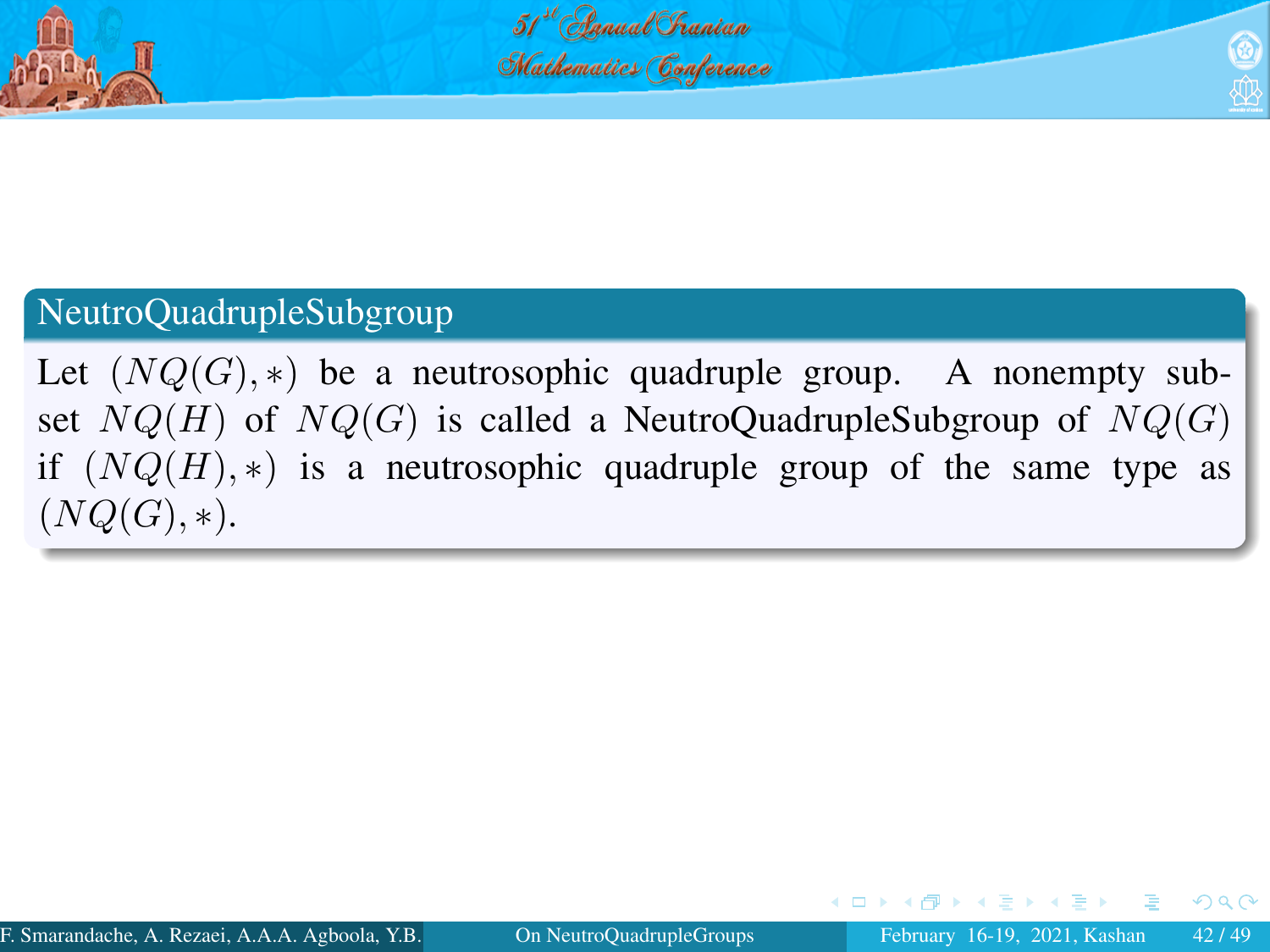## NeutroQuadrupleSubgroup

Let $(NQ(G), *)$ be a neutrosophic quadruple group. A nonempty subset $NQ(H)$ of $NQ(G)$ is called a NeutroQuadrupleSubgroup of $NQ(G)$ if $(NQ(H), *)$ is a neutrosophic quadruple group of the same type as $(NQ(G), *)$.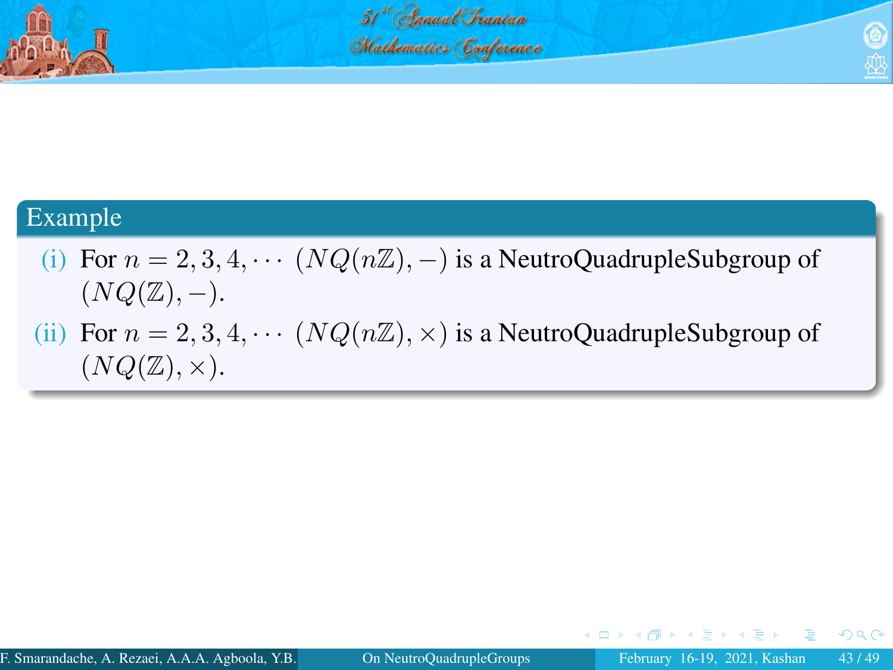**Example**

(i) For $n = 2, 3, 4, \cdots$ $(NQ(n\mathbb{Z}), -)$ is a NeutroQuadrupleSubgroup of $(NQ(\mathbb{Z}), -)$.

(ii) For $n = 2, 3, 4, \cdots$ $(NQ(n\mathbb{Z}), \times)$ is a NeutroQuadrupleSubgroup of $(NQ(\mathbb{Z}), \times)$.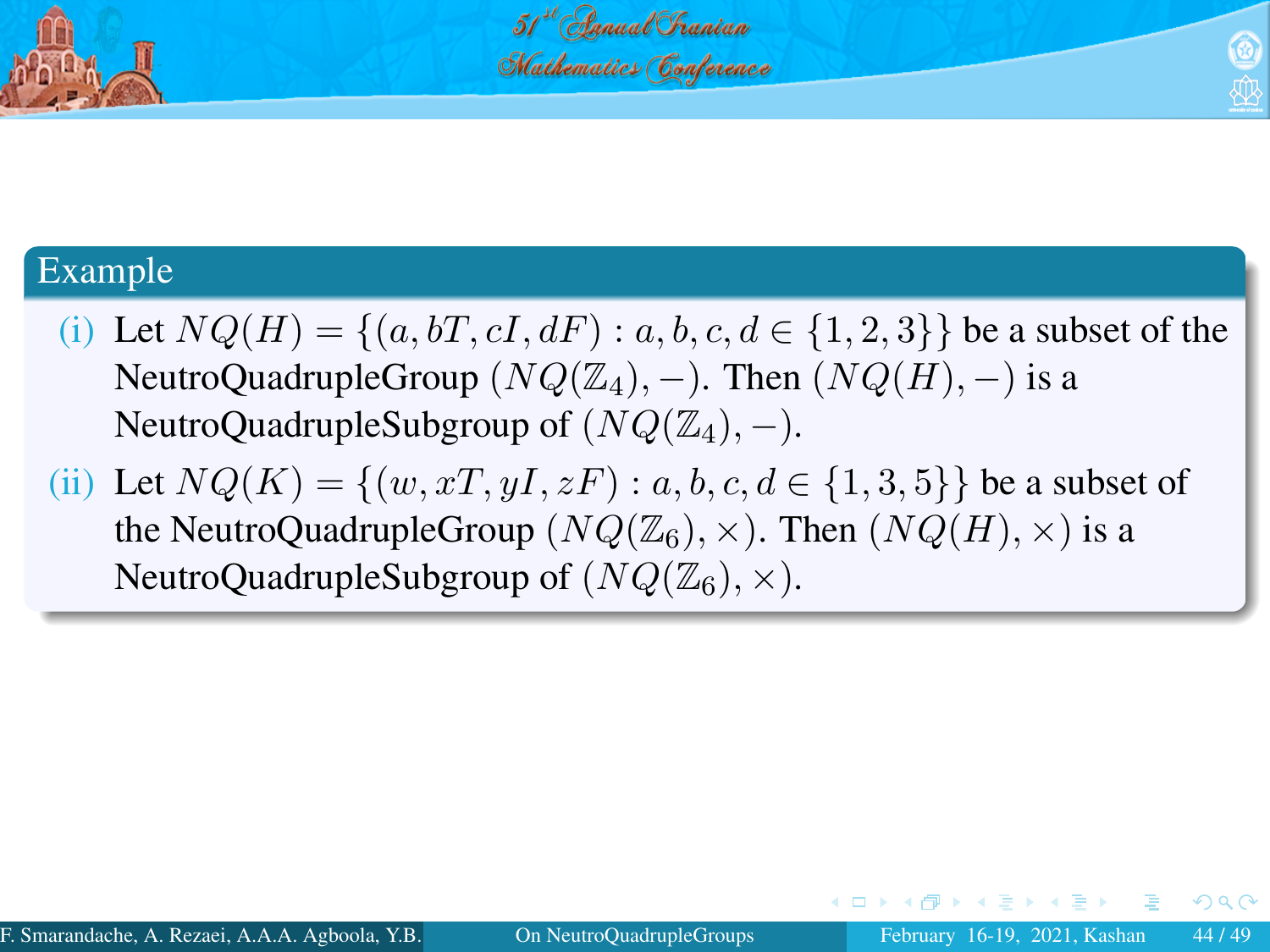### Example

(i) Let $NQ(H) = \{(a, bT, cI, dF) : a, b, c, d \in \{1, 2, 3\}\}$ be a subset of the NeutroQuadrupleGroup $(NQ(\mathbb{Z}_4), -)$. Then $(NQ(H), -)$ is a NeutroQuadrupleSubgroup of $(NQ(\mathbb{Z}_4), -)$.

(ii) Let $NQ(K) = \{(w, xT, yI, zF) : a, b, c, d \in \{1, 3, 5\}\}$ be a subset of the NeutroQuadrupleGroup $(NQ(\mathbb{Z}_6), \times)$. Then $(NQ(H), \times)$ is a NeutroQuadrupleSubgroup of $(NQ(\mathbb{Z}_6), \times)$.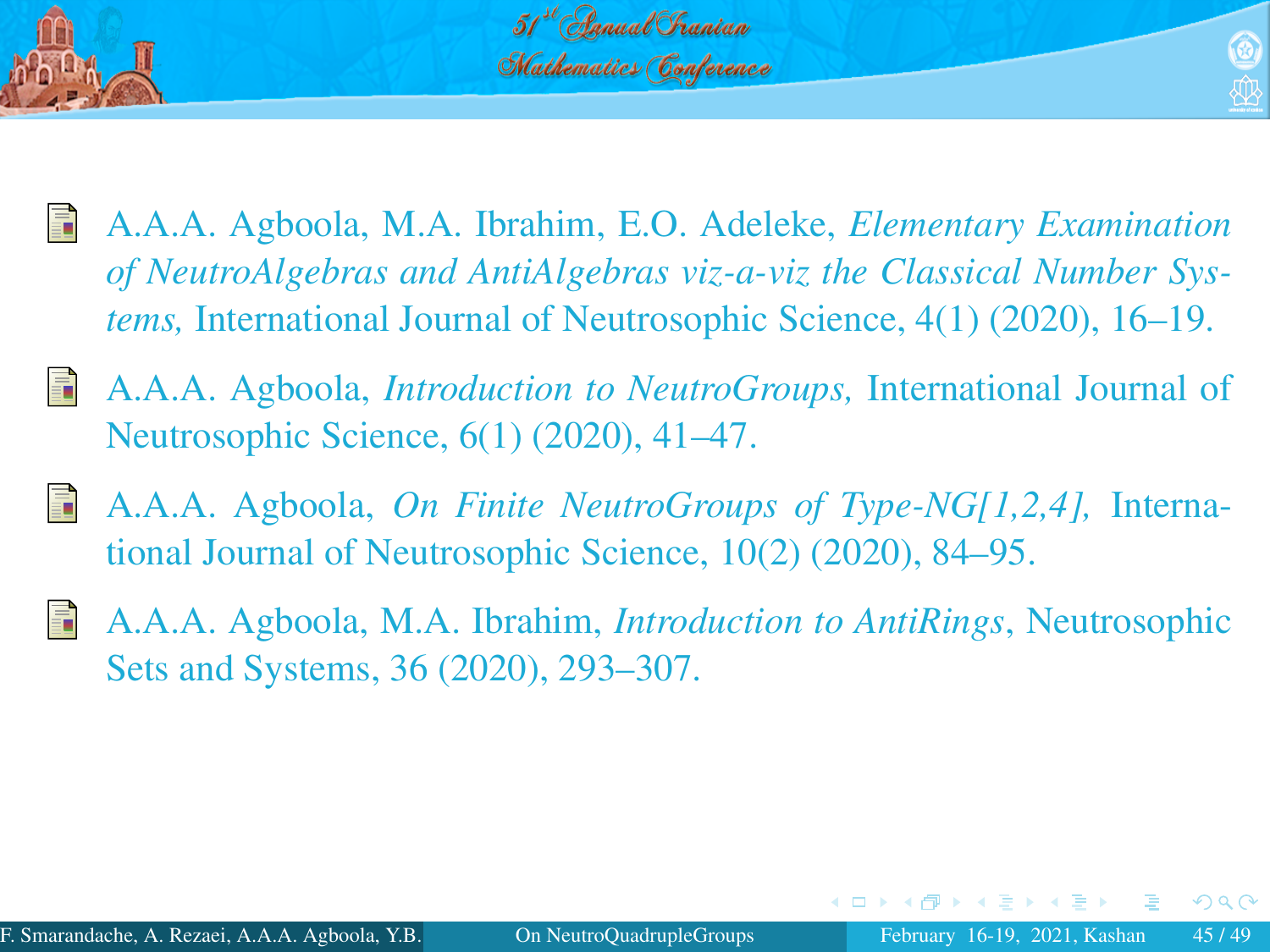- A.A.A. Agboola, M.A. Ibrahim, E.O. Adeleke, *Elementary Examination of NeutroAlgebras and AntiAlgebras viz-a-viz the Classical Number Systems,* International Journal of Neutrosophic Science, 4(1) (2020), 16–19.
- A.A.A. Agboola, *Introduction to NeutroGroups,* International Journal of Neutrosophic Science, 6(1) (2020), 41–47.
- A.A.A. Agboola, *On Finite NeutroGroups of Type-NG[1,2,4],* International Journal of Neutrosophic Science, 10(2) (2020), 84–95.
- A.A.A. Agboola, M.A. Ibrahim, *Introduction to AntiRings*, Neutrosophic Sets and Systems, 36 (2020), 293–307.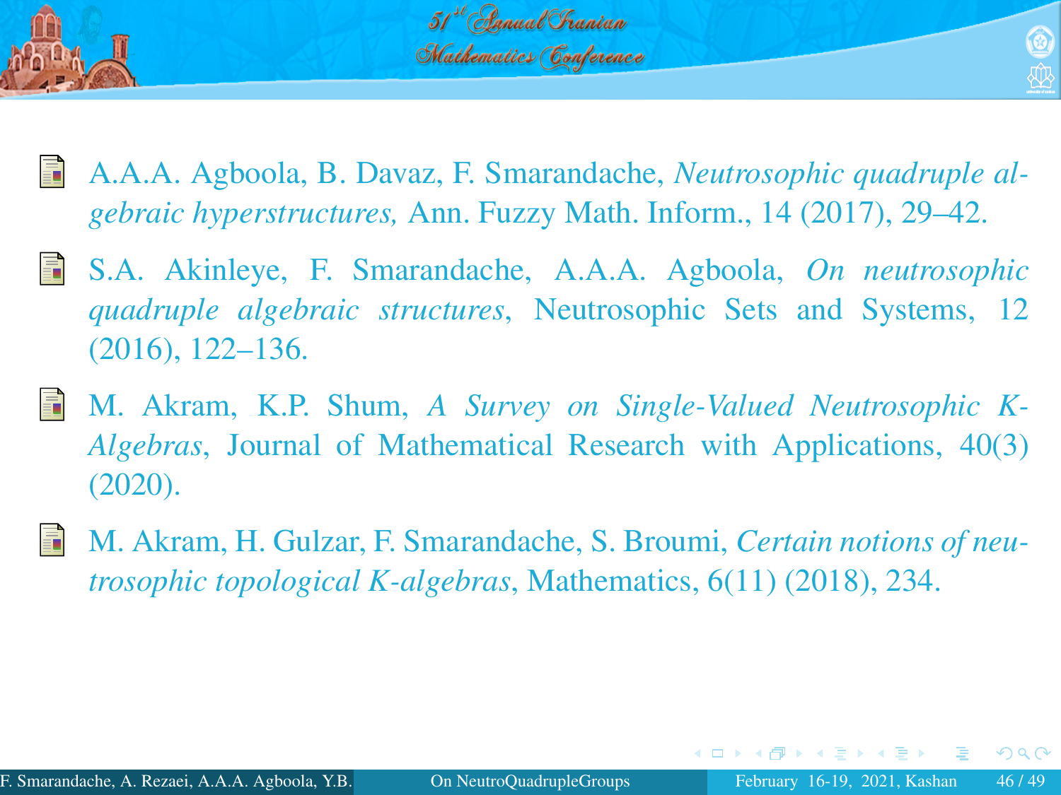- A.A.A. Agboola, B. Davaz, F. Smarandache, *Neutrosophic quadruple algebraic hyperstructures,* Ann. Fuzzy Math. Inform., 14 (2017), 29–42.
- S.A. Akinleye, F. Smarandache, A.A.A. Agboola, *On neutrosophic quadruple algebraic structures*, Neutrosophic Sets and Systems, 12 (2016), 122–136.
- M. Akram, K.P. Shum, *A Survey on Single-Valued Neutrosophic K-Algebras*, Journal of Mathematical Research with Applications, 40(3) (2020).
- M. Akram, H. Gulzar, F. Smarandache, S. Broumi, *Certain notions of neutrosophic topological K-algebras*, Mathematics, 6(11) (2018), 234.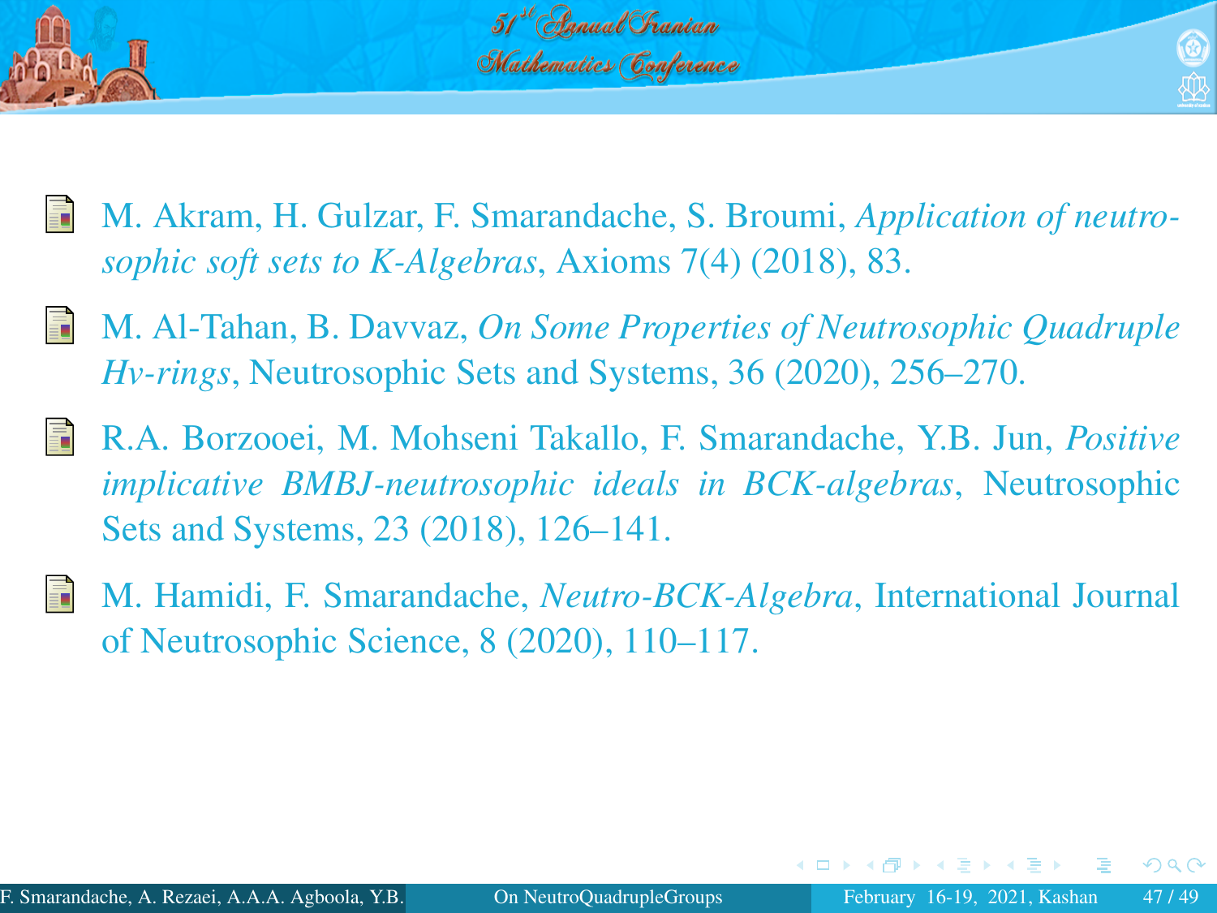- M. Akram, H. Gulzar, F. Smarandache, S. Broumi, *Application of neutrosophic soft sets to K-Algebras*, Axioms 7(4) (2018), 83.
- M. Al-Tahan, B. Davvaz, *On Some Properties of Neutrosophic Quadruple Hv-rings*, Neutrosophic Sets and Systems, 36 (2020), 256–270.
- R.A. Borzooei, M. Mohseni Takallo, F. Smarandache, Y.B. Jun, *Positive implicative BMBJ-neutrosophic ideals in BCK-algebras*, Neutrosophic Sets and Systems, 23 (2018), 126–141.
- M. Hamidi, F. Smarandache, *Neutro-BCK-Algebra*, International Journal of Neutrosophic Science, 8 (2020), 110–117.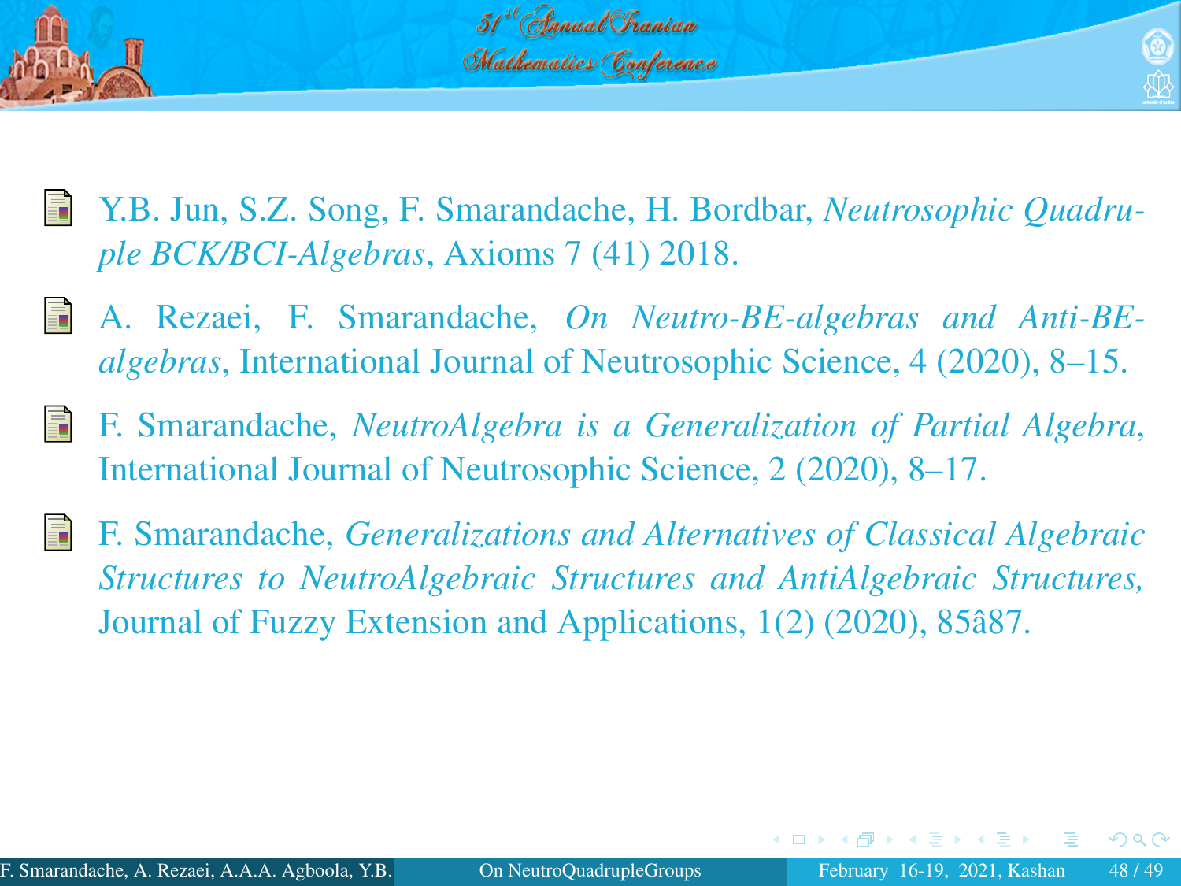- Y.B. Jun, S.Z. Song, F. Smarandache, H. Bordbar, *Neutrosophic Quadruple BCK/BCI-Algebras*, Axioms 7 (41) 2018.
- A. Rezaei, F. Smarandache, *On Neutro-BE-algebras and Anti-BE-algebras*, International Journal of Neutrosophic Science, 4 (2020), 8–15.
- F. Smarandache, *NeutroAlgebra is a Generalization of Partial Algebra*, International Journal of Neutrosophic Science, 2 (2020), 8–17.
- F. Smarandache, *Generalizations and Alternatives of Classical Algebraic Structures to NeutroAlgebraic Structures and AntiAlgebraic Structures,* Journal of Fuzzy Extension and Applications, 1(2) (2020), 85â87.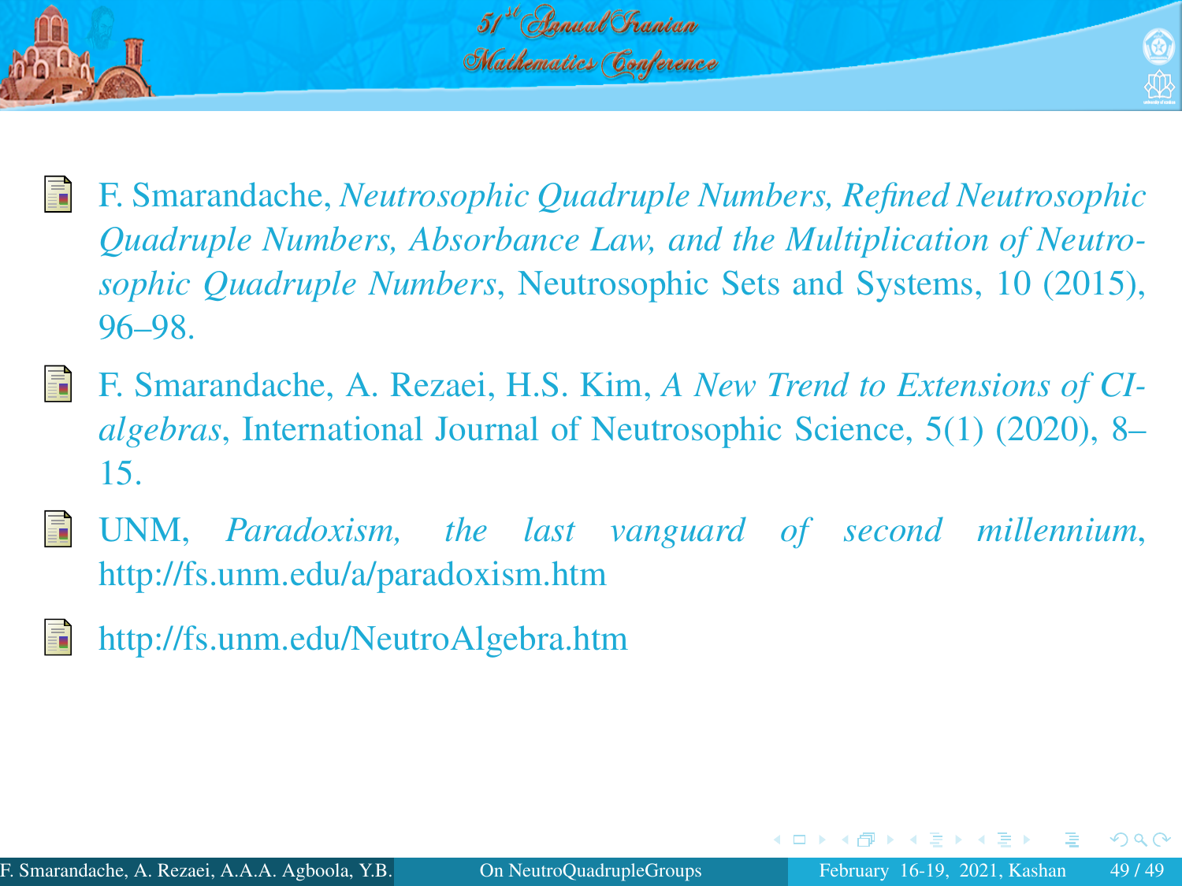- F. Smarandache, *Neutrosophic Quadruple Numbers, Refined Neutrosophic Quadruple Numbers, Absorbance Law, and the Multiplication of Neutrosophic Quadruple Numbers*, Neutrosophic Sets and Systems, 10 (2015), 96–98.
- F. Smarandache, A. Rezaei, H.S. Kim, *A New Trend to Extensions of CI-algebras*, International Journal of Neutrosophic Science, 5(1) (2020), 8–15.
- UNM, *Paradoxism, the last vanguard of second millennium*, http://fs.unm.edu/a/paradoxism.htm
- http://fs.unm.edu/NeutroAlgebra.htm